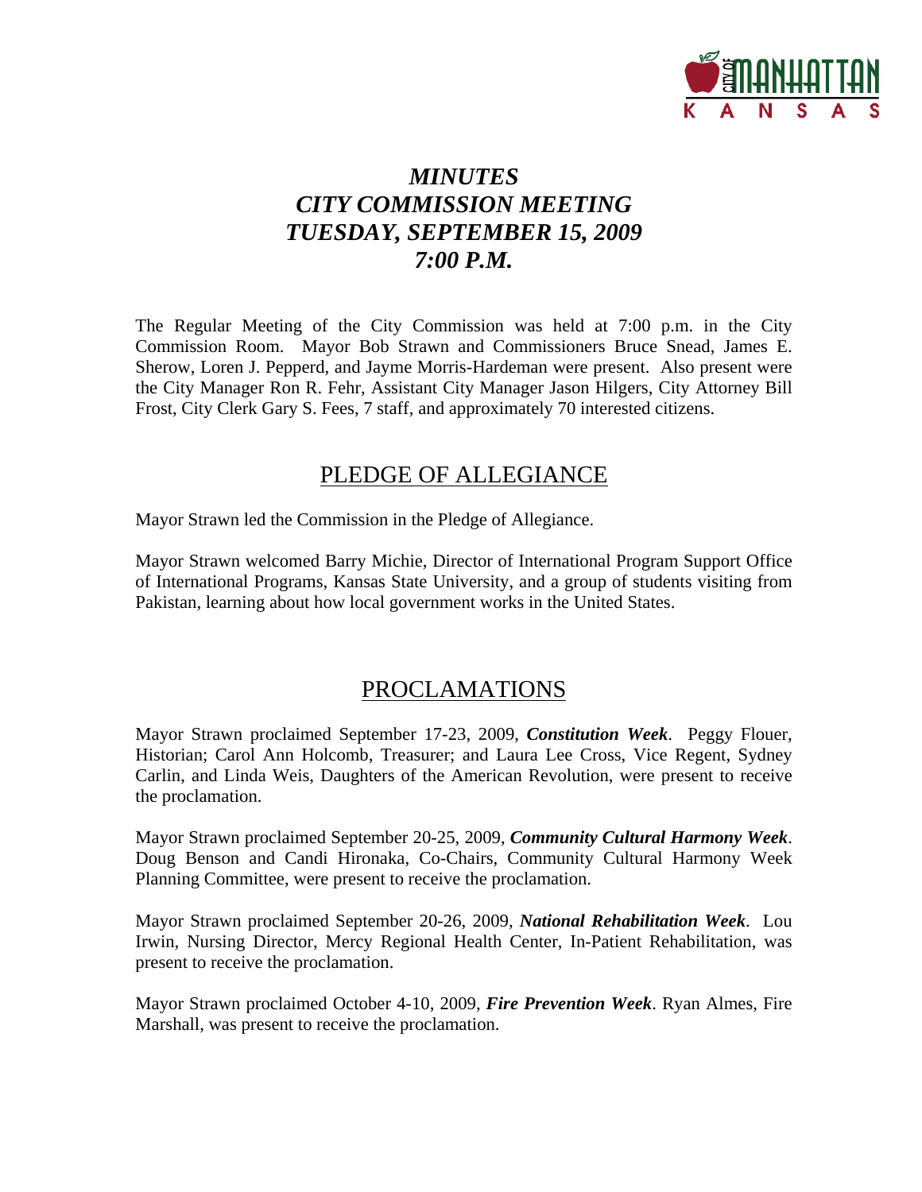# *MINUTES*
# *CITY COMMISSION MEETING*
# *TUESDAY, SEPTEMBER 15, 2009*
# *7:00 P.M.*

The Regular Meeting of the City Commission was held at 7:00 p.m. in the City Commission Room. Mayor Bob Strawn and Commissioners Bruce Snead, James E. Sherow, Loren J. Pepperd, and Jayme Morris-Hardeman were present. Also present were the City Manager Ron R. Fehr, Assistant City Manager Jason Hilgers, City Attorney Bill Frost, City Clerk Gary S. Fees, 7 staff, and approximately 70 interested citizens.

## PLEDGE OF ALLEGIANCE

Mayor Strawn led the Commission in the Pledge of Allegiance.

Mayor Strawn welcomed Barry Michie, Director of International Program Support Office of International Programs, Kansas State University, and a group of students visiting from Pakistan, learning about how local government works in the United States.

## PROCLAMATIONS

Mayor Strawn proclaimed September 17-23, 2009, ***Constitution Week***. Peggy Flouer, Historian; Carol Ann Holcomb, Treasurer; and Laura Lee Cross, Vice Regent, Sydney Carlin, and Linda Weis, Daughters of the American Revolution, were present to receive the proclamation.

Mayor Strawn proclaimed September 20-25, 2009, ***Community Cultural Harmony Week***. Doug Benson and Candi Hironaka, Co-Chairs, Community Cultural Harmony Week Planning Committee, were present to receive the proclamation.

Mayor Strawn proclaimed September 20-26, 2009, ***National Rehabilitation Week***. Lou Irwin, Nursing Director, Mercy Regional Health Center, In-Patient Rehabilitation, was present to receive the proclamation.

Mayor Strawn proclaimed October 4-10, 2009, ***Fire Prevention Week***. Ryan Almes, Fire Marshall, was present to receive the proclamation.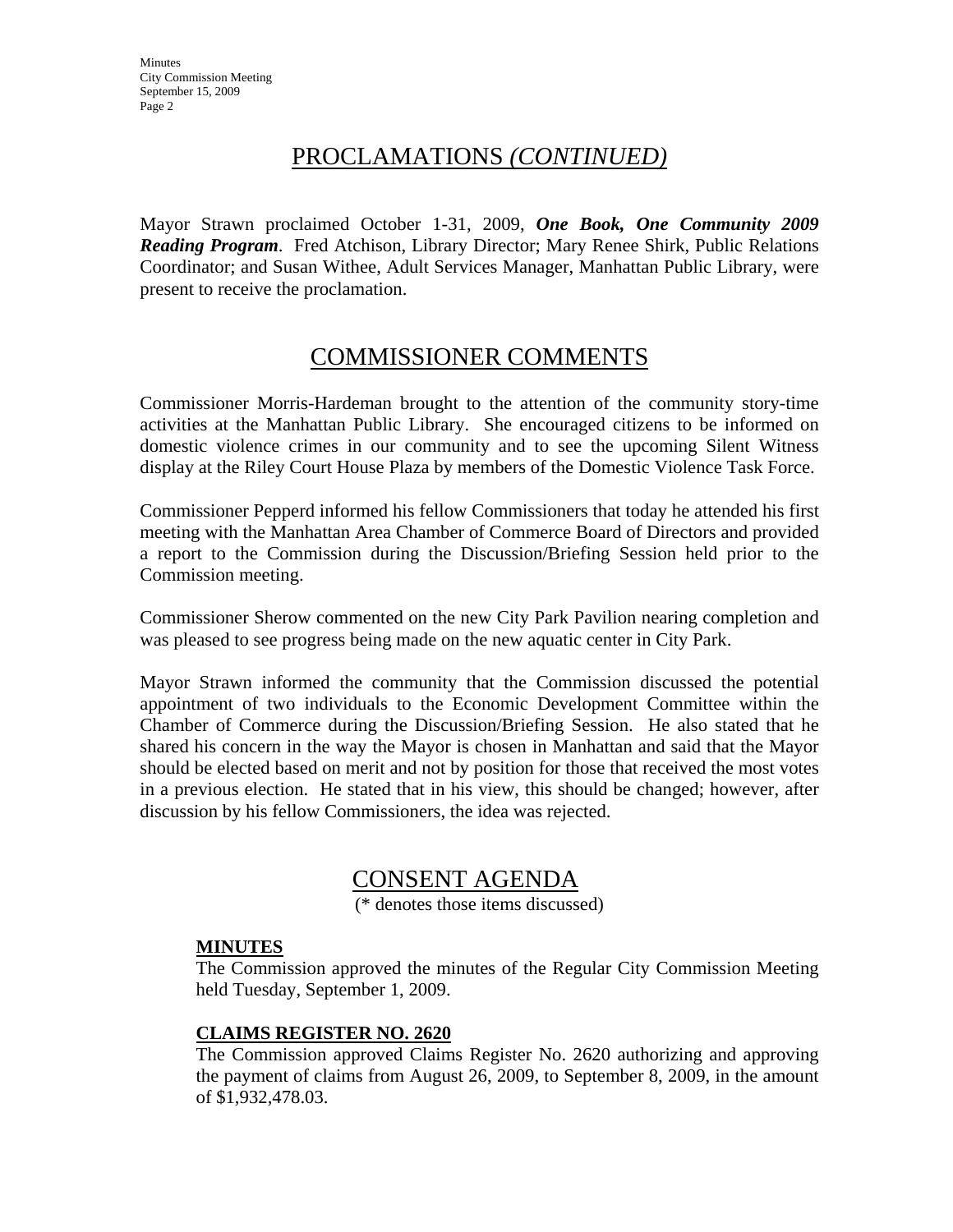## PROCLAMATIONS *(CONTINUED)*

Mayor Strawn proclaimed October 1-31, 2009, ***One Book, One Community 2009 Reading Program***. Fred Atchison, Library Director; Mary Renee Shirk, Public Relations Coordinator; and Susan Withee, Adult Services Manager, Manhattan Public Library, were present to receive the proclamation.

## COMMISSIONER COMMENTS

Commissioner Morris-Hardeman brought to the attention of the community story-time activities at the Manhattan Public Library. She encouraged citizens to be informed on domestic violence crimes in our community and to see the upcoming Silent Witness display at the Riley Court House Plaza by members of the Domestic Violence Task Force.

Commissioner Pepperd informed his fellow Commissioners that today he attended his first meeting with the Manhattan Area Chamber of Commerce Board of Directors and provided a report to the Commission during the Discussion/Briefing Session held prior to the Commission meeting.

Commissioner Sherow commented on the new City Park Pavilion nearing completion and was pleased to see progress being made on the new aquatic center in City Park.

Mayor Strawn informed the community that the Commission discussed the potential appointment of two individuals to the Economic Development Committee within the Chamber of Commerce during the Discussion/Briefing Session. He also stated that he shared his concern in the way the Mayor is chosen in Manhattan and said that the Mayor should be elected based on merit and not by position for those that received the most votes in a previous election. He stated that in his view, this should be changed; however, after discussion by his fellow Commissioners, the idea was rejected.

## CONSENT AGENDA

(* denotes those items discussed)

**MINUTES**

The Commission approved the minutes of the Regular City Commission Meeting held Tuesday, September 1, 2009.

**CLAIMS REGISTER NO. 2620**

The Commission approved Claims Register No. 2620 authorizing and approving the payment of claims from August 26, 2009, to September 8, 2009, in the amount of $1,932,478.03.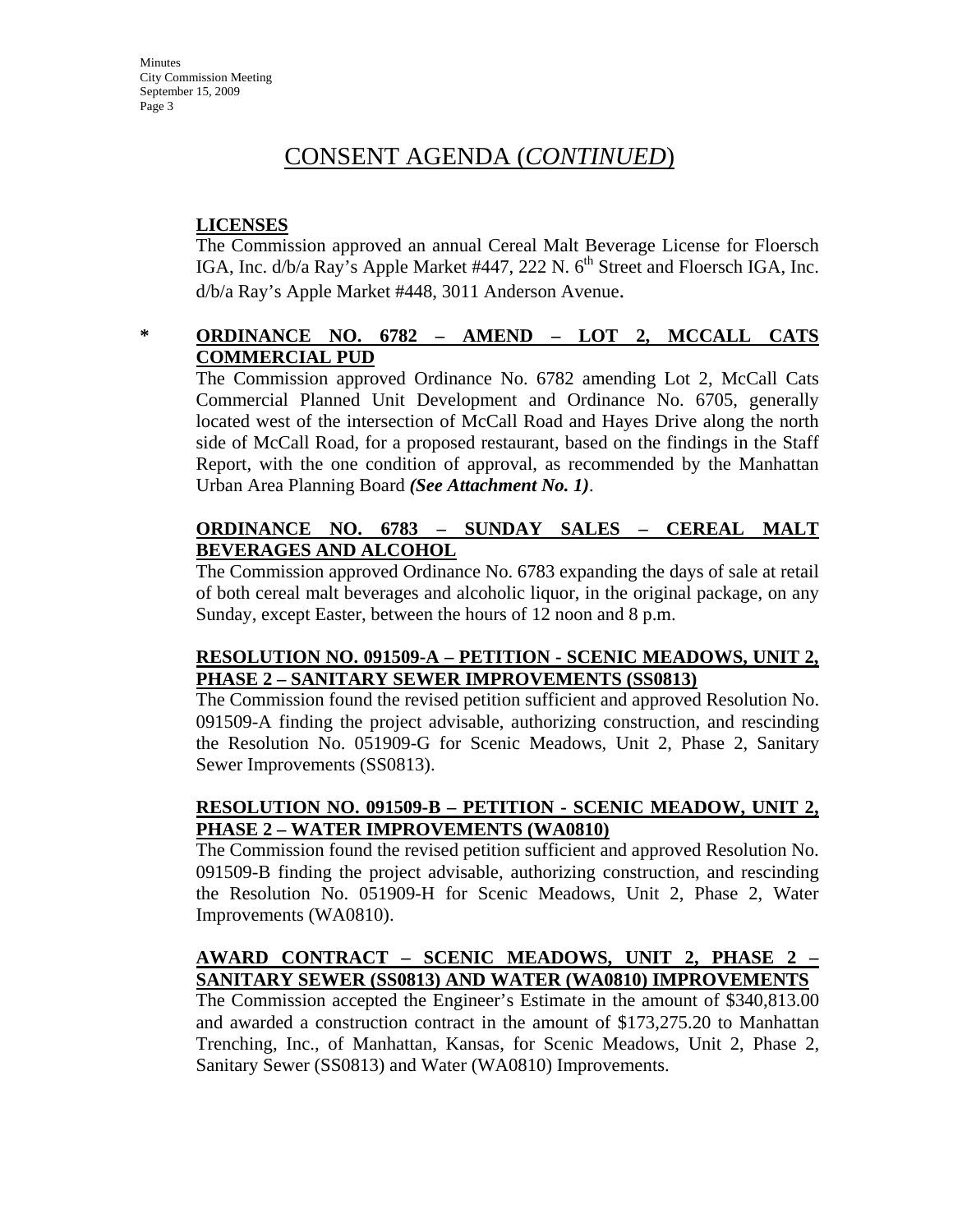# CONSENT AGENDA (*CONTINUED*)

**LICENSES**

The Commission approved an annual Cereal Malt Beverage License for Floersch IGA, Inc. d/b/a Ray's Apple Market #447, 222 N. 6th Street and Floersch IGA, Inc. d/b/a Ray's Apple Market #448, 3011 Anderson Avenue.

\* **ORDINANCE NO. 6782 – AMEND – LOT 2, MCCALL CATS COMMERCIAL PUD**

The Commission approved Ordinance No. 6782 amending Lot 2, McCall Cats Commercial Planned Unit Development and Ordinance No. 6705, generally located west of the intersection of McCall Road and Hayes Drive along the north side of McCall Road, for a proposed restaurant, based on the findings in the Staff Report, with the one condition of approval, as recommended by the Manhattan Urban Area Planning Board ***(See Attachment No. 1)***.

**ORDINANCE NO. 6783 – SUNDAY SALES – CEREAL MALT BEVERAGES AND ALCOHOL**

The Commission approved Ordinance No. 6783 expanding the days of sale at retail of both cereal malt beverages and alcoholic liquor, in the original package, on any Sunday, except Easter, between the hours of 12 noon and 8 p.m.

**RESOLUTION NO. 091509-A – PETITION - SCENIC MEADOWS, UNIT 2, PHASE 2 – SANITARY SEWER IMPROVEMENTS (SS0813)**

The Commission found the revised petition sufficient and approved Resolution No. 091509-A finding the project advisable, authorizing construction, and rescinding the Resolution No. 051909-G for Scenic Meadows, Unit 2, Phase 2, Sanitary Sewer Improvements (SS0813).

**RESOLUTION NO. 091509-B – PETITION - SCENIC MEADOW, UNIT 2, PHASE 2 – WATER IMPROVEMENTS (WA0810)**

The Commission found the revised petition sufficient and approved Resolution No. 091509-B finding the project advisable, authorizing construction, and rescinding the Resolution No. 051909-H for Scenic Meadows, Unit 2, Phase 2, Water Improvements (WA0810).

**AWARD CONTRACT – SCENIC MEADOWS, UNIT 2, PHASE 2 – SANITARY SEWER (SS0813) AND WATER (WA0810) IMPROVEMENTS**

The Commission accepted the Engineer's Estimate in the amount of $340,813.00 and awarded a construction contract in the amount of $173,275.20 to Manhattan Trenching, Inc., of Manhattan, Kansas, for Scenic Meadows, Unit 2, Phase 2, Sanitary Sewer (SS0813) and Water (WA0810) Improvements.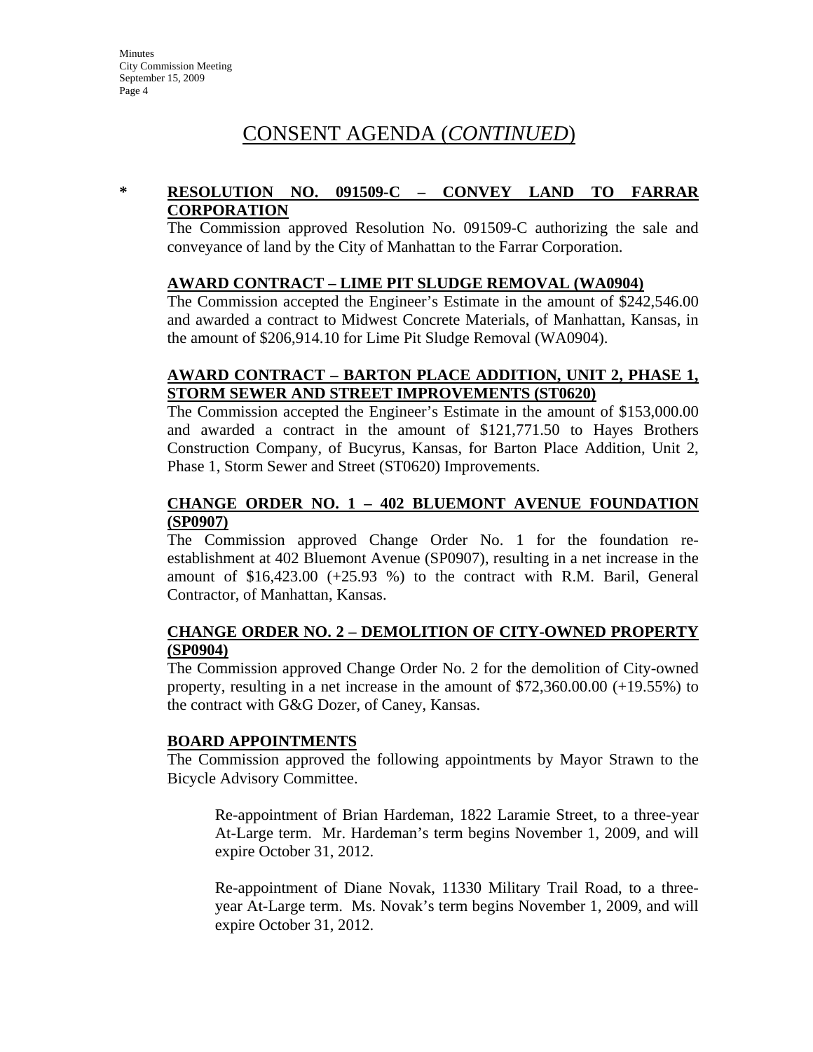## CONSENT AGENDA (*CONTINUED*)

**\* RESOLUTION NO. 091509-C – CONVEY LAND TO FARRAR CORPORATION**

The Commission approved Resolution No. 091509-C authorizing the sale and conveyance of land by the City of Manhattan to the Farrar Corporation.

**AWARD CONTRACT – LIME PIT SLUDGE REMOVAL (WA0904)**

The Commission accepted the Engineer's Estimate in the amount of $242,546.00 and awarded a contract to Midwest Concrete Materials, of Manhattan, Kansas, in the amount of $206,914.10 for Lime Pit Sludge Removal (WA0904).

**AWARD CONTRACT – BARTON PLACE ADDITION, UNIT 2, PHASE 1, STORM SEWER AND STREET IMPROVEMENTS (ST0620)**

The Commission accepted the Engineer's Estimate in the amount of $153,000.00 and awarded a contract in the amount of $121,771.50 to Hayes Brothers Construction Company, of Bucyrus, Kansas, for Barton Place Addition, Unit 2, Phase 1, Storm Sewer and Street (ST0620) Improvements.

**CHANGE ORDER NO. 1 – 402 BLUEMONT AVENUE FOUNDATION (SP0907)**

The Commission approved Change Order No. 1 for the foundation re-establishment at 402 Bluemont Avenue (SP0907), resulting in a net increase in the amount of $16,423.00 (+25.93 %) to the contract with R.M. Baril, General Contractor, of Manhattan, Kansas.

**CHANGE ORDER NO. 2 – DEMOLITION OF CITY-OWNED PROPERTY (SP0904)**

The Commission approved Change Order No. 2 for the demolition of City-owned property, resulting in a net increase in the amount of $72,360.00.00 (+19.55%) to the contract with G&G Dozer, of Caney, Kansas.

**BOARD APPOINTMENTS**

The Commission approved the following appointments by Mayor Strawn to the Bicycle Advisory Committee.

Re-appointment of Brian Hardeman, 1822 Laramie Street, to a three-year At-Large term. Mr. Hardeman's term begins November 1, 2009, and will expire October 31, 2012.

Re-appointment of Diane Novak, 11330 Military Trail Road, to a three-year At-Large term. Ms. Novak's term begins November 1, 2009, and will expire October 31, 2012.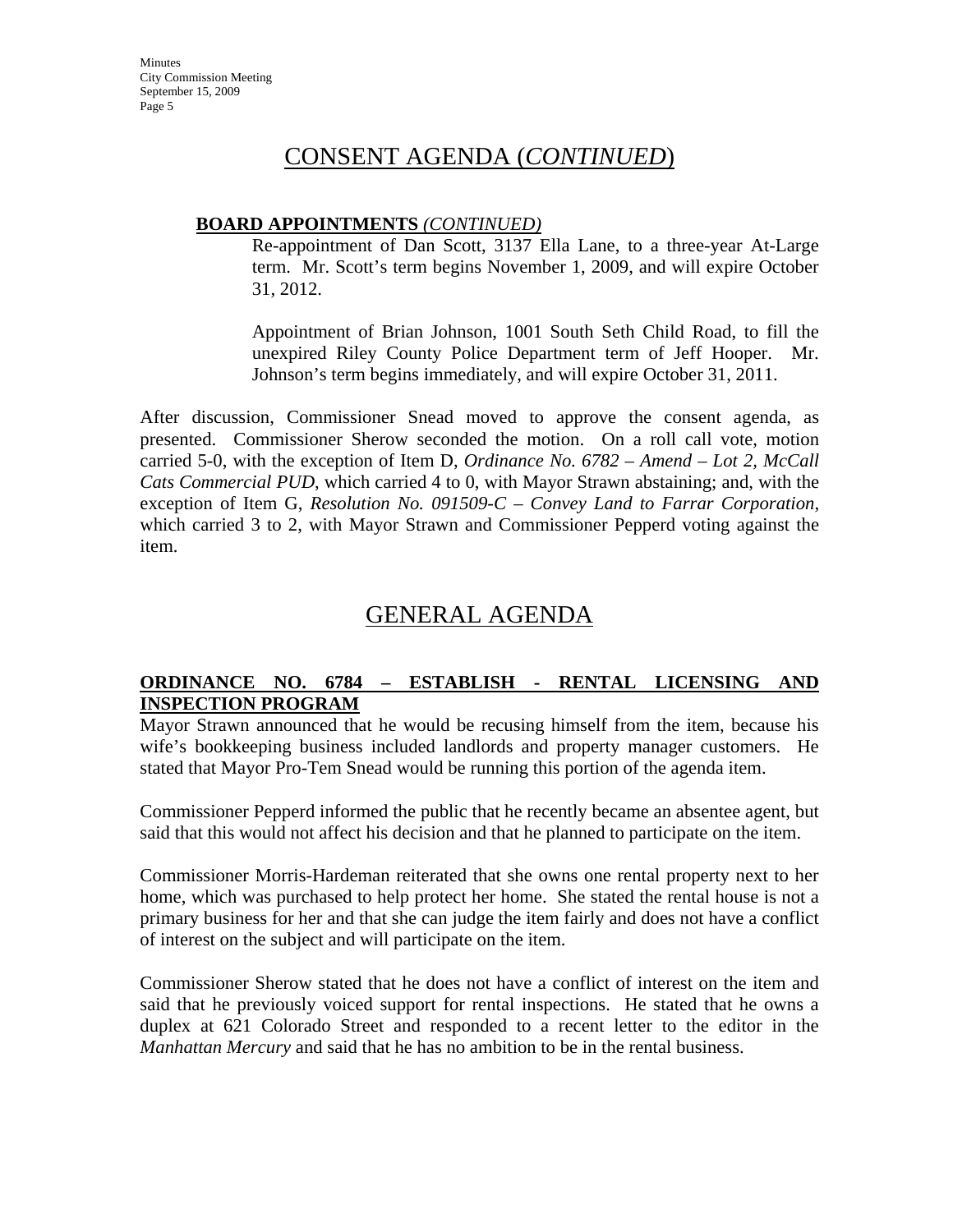## CONSENT AGENDA (*CONTINUED*)

**BOARD APPOINTMENTS** *(CONTINUED)*

Re-appointment of Dan Scott, 3137 Ella Lane, to a three-year At-Large term. Mr. Scott's term begins November 1, 2009, and will expire October 31, 2012.

Appointment of Brian Johnson, 1001 South Seth Child Road, to fill the unexpired Riley County Police Department term of Jeff Hooper. Mr. Johnson's term begins immediately, and will expire October 31, 2011.

After discussion, Commissioner Snead moved to approve the consent agenda, as presented. Commissioner Sherow seconded the motion. On a roll call vote, motion carried 5-0, with the exception of Item D, *Ordinance No. 6782 – Amend – Lot 2, McCall Cats Commercial PUD*, which carried 4 to 0, with Mayor Strawn abstaining; and, with the exception of Item G, *Resolution No. 091509-C – Convey Land to Farrar Corporation*, which carried 3 to 2, with Mayor Strawn and Commissioner Pepperd voting against the item.

## GENERAL AGENDA

**ORDINANCE NO. 6784 – ESTABLISH - RENTAL LICENSING AND INSPECTION PROGRAM**

Mayor Strawn announced that he would be recusing himself from the item, because his wife's bookkeeping business included landlords and property manager customers. He stated that Mayor Pro-Tem Snead would be running this portion of the agenda item.

Commissioner Pepperd informed the public that he recently became an absentee agent, but said that this would not affect his decision and that he planned to participate on the item.

Commissioner Morris-Hardeman reiterated that she owns one rental property next to her home, which was purchased to help protect her home. She stated the rental house is not a primary business for her and that she can judge the item fairly and does not have a conflict of interest on the subject and will participate on the item.

Commissioner Sherow stated that he does not have a conflict of interest on the item and said that he previously voiced support for rental inspections. He stated that he owns a duplex at 621 Colorado Street and responded to a recent letter to the editor in the *Manhattan Mercury* and said that he has no ambition to be in the rental business.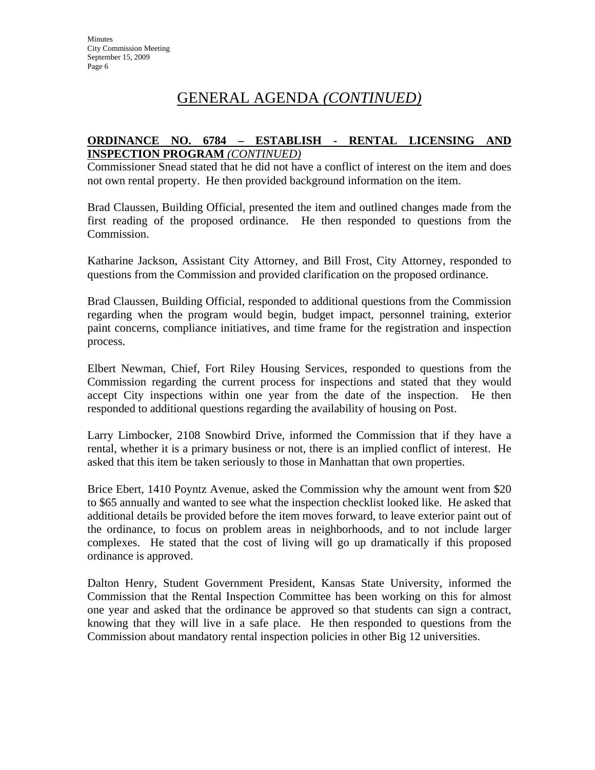# GENERAL AGENDA *(CONTINUED)*

**ORDINANCE NO. 6784 – ESTABLISH - RENTAL LICENSING AND INSPECTION PROGRAM** ***(CONTINUED)***

Commissioner Snead stated that he did not have a conflict of interest on the item and does not own rental property. He then provided background information on the item.

Brad Claussen, Building Official, presented the item and outlined changes made from the first reading of the proposed ordinance. He then responded to questions from the Commission.

Katharine Jackson, Assistant City Attorney, and Bill Frost, City Attorney, responded to questions from the Commission and provided clarification on the proposed ordinance.

Brad Claussen, Building Official, responded to additional questions from the Commission regarding when the program would begin, budget impact, personnel training, exterior paint concerns, compliance initiatives, and time frame for the registration and inspection process.

Elbert Newman, Chief, Fort Riley Housing Services, responded to questions from the Commission regarding the current process for inspections and stated that they would accept City inspections within one year from the date of the inspection. He then responded to additional questions regarding the availability of housing on Post.

Larry Limbocker, 2108 Snowbird Drive, informed the Commission that if they have a rental, whether it is a primary business or not, there is an implied conflict of interest. He asked that this item be taken seriously to those in Manhattan that own properties.

Brice Ebert, 1410 Poyntz Avenue, asked the Commission why the amount went from $20 to $65 annually and wanted to see what the inspection checklist looked like. He asked that additional details be provided before the item moves forward, to leave exterior paint out of the ordinance, to focus on problem areas in neighborhoods, and to not include larger complexes. He stated that the cost of living will go up dramatically if this proposed ordinance is approved.

Dalton Henry, Student Government President, Kansas State University, informed the Commission that the Rental Inspection Committee has been working on this for almost one year and asked that the ordinance be approved so that students can sign a contract, knowing that they will live in a safe place. He then responded to questions from the Commission about mandatory rental inspection policies in other Big 12 universities.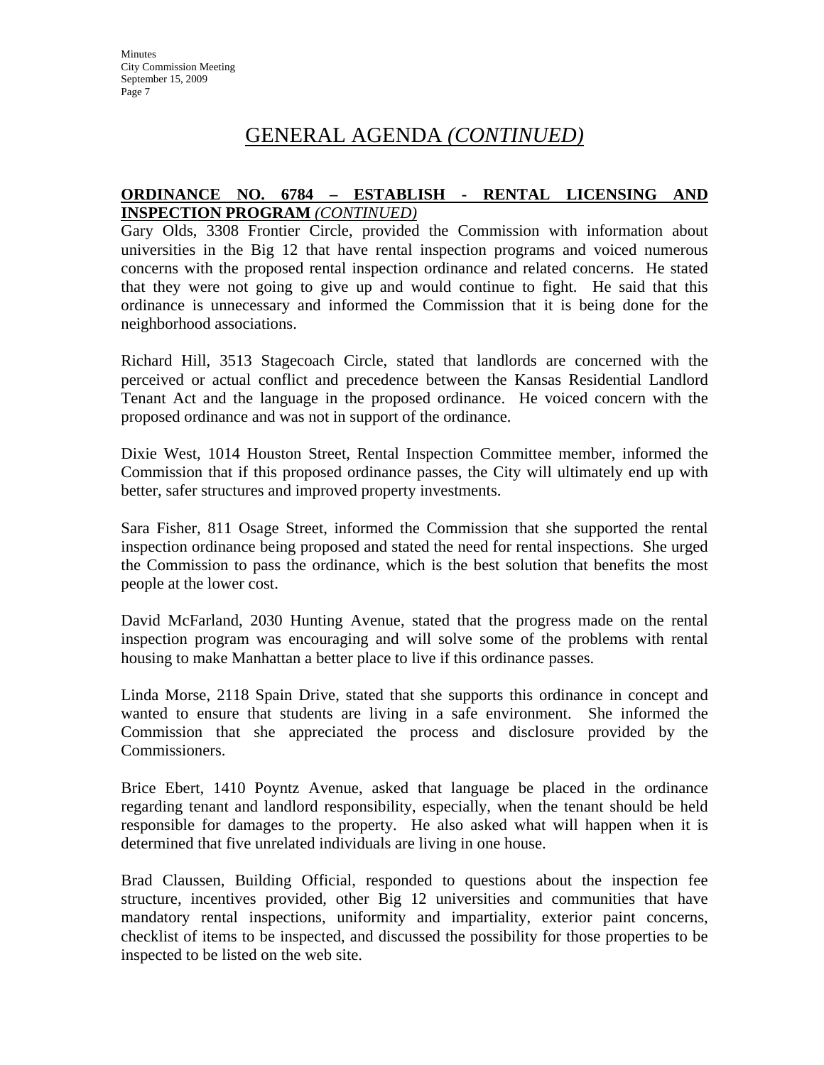# GENERAL AGENDA *(CONTINUED)*

**ORDINANCE NO. 6784 – ESTABLISH - RENTAL LICENSING AND INSPECTION PROGRAM** *(CONTINUED)*

Gary Olds, 3308 Frontier Circle, provided the Commission with information about universities in the Big 12 that have rental inspection programs and voiced numerous concerns with the proposed rental inspection ordinance and related concerns. He stated that they were not going to give up and would continue to fight. He said that this ordinance is unnecessary and informed the Commission that it is being done for the neighborhood associations.

Richard Hill, 3513 Stagecoach Circle, stated that landlords are concerned with the perceived or actual conflict and precedence between the Kansas Residential Landlord Tenant Act and the language in the proposed ordinance. He voiced concern with the proposed ordinance and was not in support of the ordinance.

Dixie West, 1014 Houston Street, Rental Inspection Committee member, informed the Commission that if this proposed ordinance passes, the City will ultimately end up with better, safer structures and improved property investments.

Sara Fisher, 811 Osage Street, informed the Commission that she supported the rental inspection ordinance being proposed and stated the need for rental inspections. She urged the Commission to pass the ordinance, which is the best solution that benefits the most people at the lower cost.

David McFarland, 2030 Hunting Avenue, stated that the progress made on the rental inspection program was encouraging and will solve some of the problems with rental housing to make Manhattan a better place to live if this ordinance passes.

Linda Morse, 2118 Spain Drive, stated that she supports this ordinance in concept and wanted to ensure that students are living in a safe environment. She informed the Commission that she appreciated the process and disclosure provided by the Commissioners.

Brice Ebert, 1410 Poyntz Avenue, asked that language be placed in the ordinance regarding tenant and landlord responsibility, especially, when the tenant should be held responsible for damages to the property. He also asked what will happen when it is determined that five unrelated individuals are living in one house.

Brad Claussen, Building Official, responded to questions about the inspection fee structure, incentives provided, other Big 12 universities and communities that have mandatory rental inspections, uniformity and impartiality, exterior paint concerns, checklist of items to be inspected, and discussed the possibility for those properties to be inspected to be listed on the web site.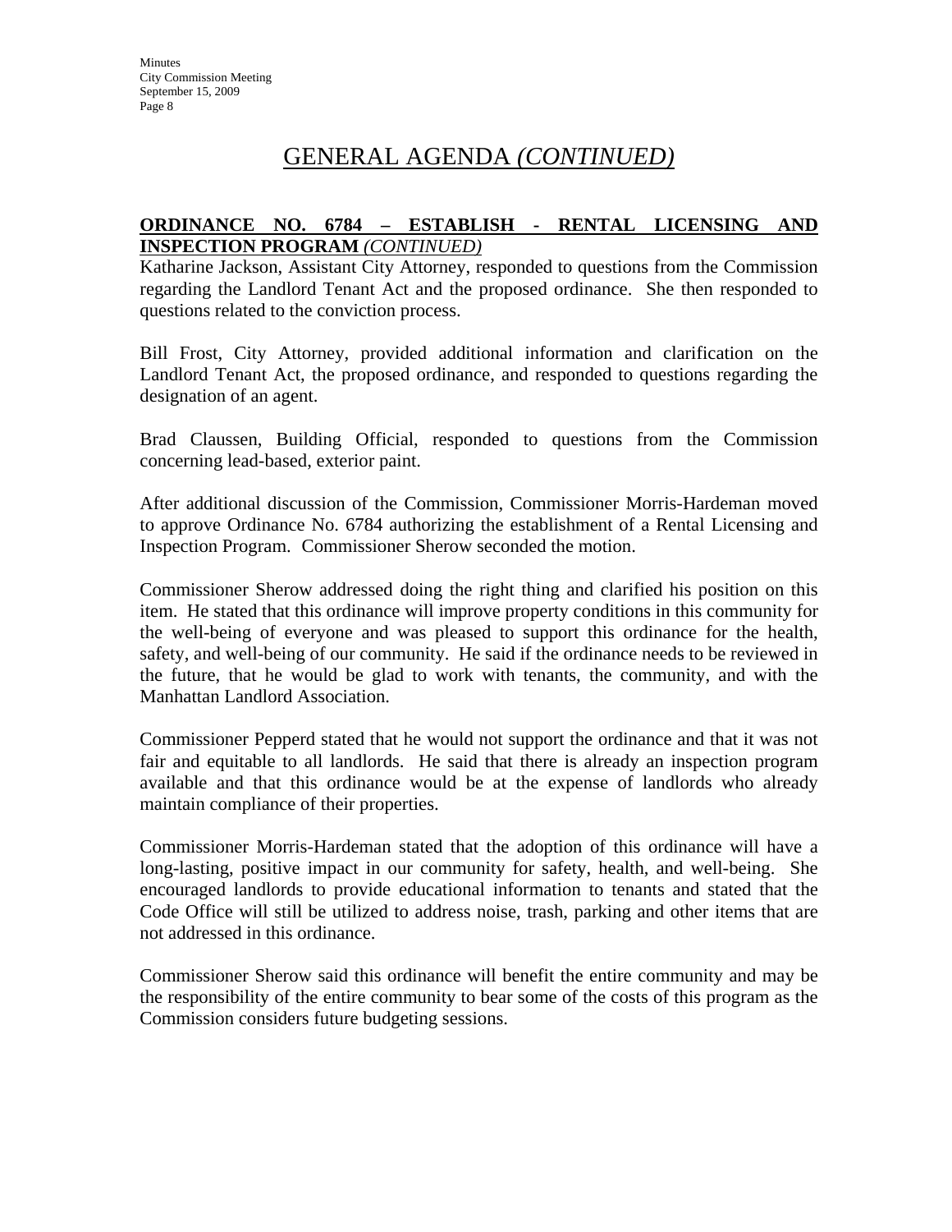# GENERAL AGENDA *(CONTINUED)*

**ORDINANCE NO. 6784 – ESTABLISH - RENTAL LICENSING AND INSPECTION PROGRAM** ***(CONTINUED)***

Katharine Jackson, Assistant City Attorney, responded to questions from the Commission regarding the Landlord Tenant Act and the proposed ordinance. She then responded to questions related to the conviction process.

Bill Frost, City Attorney, provided additional information and clarification on the Landlord Tenant Act, the proposed ordinance, and responded to questions regarding the designation of an agent.

Brad Claussen, Building Official, responded to questions from the Commission concerning lead-based, exterior paint.

After additional discussion of the Commission, Commissioner Morris-Hardeman moved to approve Ordinance No. 6784 authorizing the establishment of a Rental Licensing and Inspection Program. Commissioner Sherow seconded the motion.

Commissioner Sherow addressed doing the right thing and clarified his position on this item. He stated that this ordinance will improve property conditions in this community for the well-being of everyone and was pleased to support this ordinance for the health, safety, and well-being of our community. He said if the ordinance needs to be reviewed in the future, that he would be glad to work with tenants, the community, and with the Manhattan Landlord Association.

Commissioner Pepperd stated that he would not support the ordinance and that it was not fair and equitable to all landlords. He said that there is already an inspection program available and that this ordinance would be at the expense of landlords who already maintain compliance of their properties.

Commissioner Morris-Hardeman stated that the adoption of this ordinance will have a long-lasting, positive impact in our community for safety, health, and well-being. She encouraged landlords to provide educational information to tenants and stated that the Code Office will still be utilized to address noise, trash, parking and other items that are not addressed in this ordinance.

Commissioner Sherow said this ordinance will benefit the entire community and may be the responsibility of the entire community to bear some of the costs of this program as the Commission considers future budgeting sessions.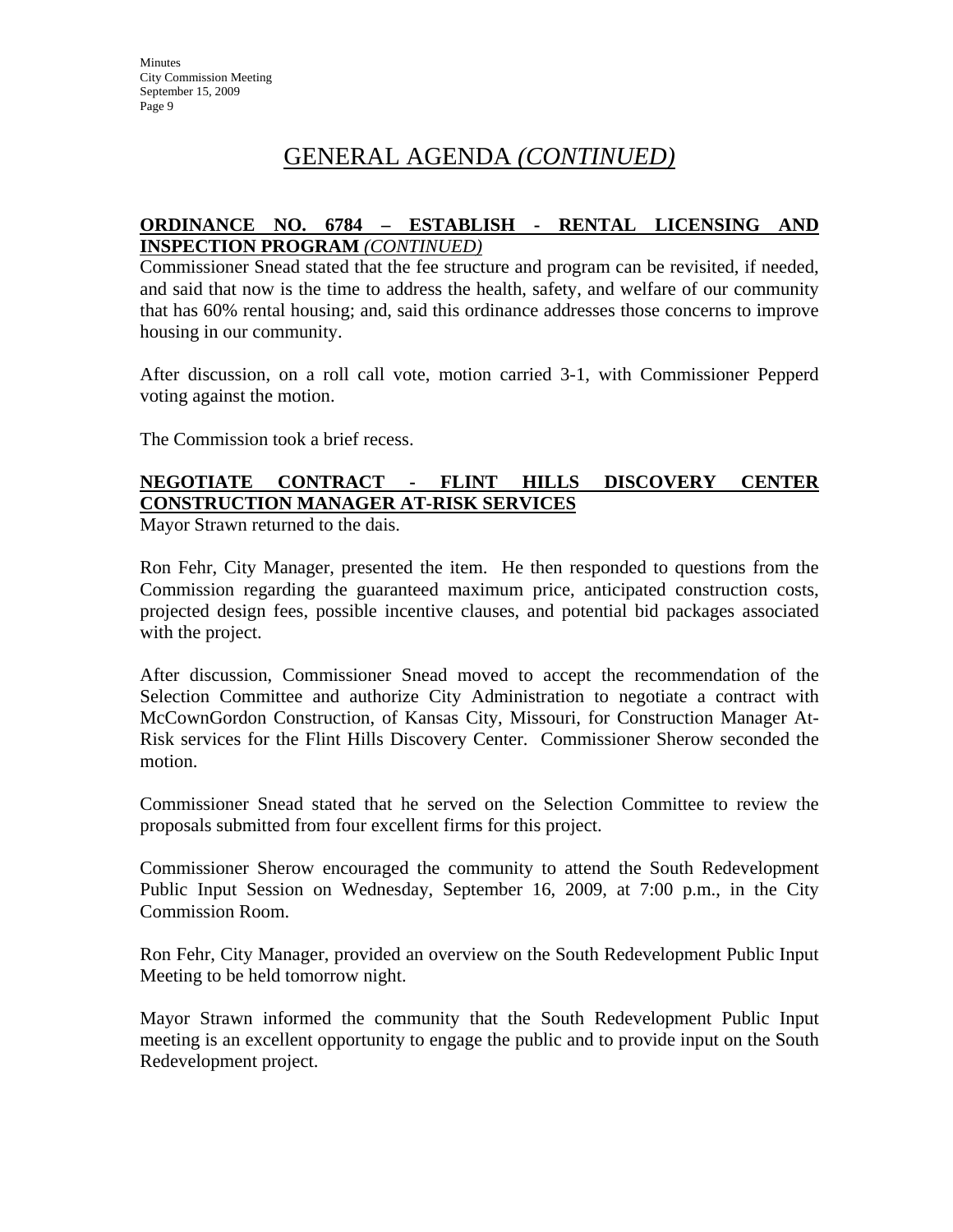# GENERAL AGENDA *(CONTINUED)*

**ORDINANCE NO. 6784 – ESTABLISH - RENTAL LICENSING AND INSPECTION PROGRAM** ***(CONTINUED)***

Commissioner Snead stated that the fee structure and program can be revisited, if needed, and said that now is the time to address the health, safety, and welfare of our community that has 60% rental housing; and, said this ordinance addresses those concerns to improve housing in our community.

After discussion, on a roll call vote, motion carried 3-1, with Commissioner Pepperd voting against the motion.

The Commission took a brief recess.

**NEGOTIATE CONTRACT - FLINT HILLS DISCOVERY CENTER CONSTRUCTION MANAGER AT-RISK SERVICES**

Mayor Strawn returned to the dais.

Ron Fehr, City Manager, presented the item. He then responded to questions from the Commission regarding the guaranteed maximum price, anticipated construction costs, projected design fees, possible incentive clauses, and potential bid packages associated with the project.

After discussion, Commissioner Snead moved to accept the recommendation of the Selection Committee and authorize City Administration to negotiate a contract with McCownGordon Construction, of Kansas City, Missouri, for Construction Manager At-Risk services for the Flint Hills Discovery Center. Commissioner Sherow seconded the motion.

Commissioner Snead stated that he served on the Selection Committee to review the proposals submitted from four excellent firms for this project.

Commissioner Sherow encouraged the community to attend the South Redevelopment Public Input Session on Wednesday, September 16, 2009, at 7:00 p.m., in the City Commission Room.

Ron Fehr, City Manager, provided an overview on the South Redevelopment Public Input Meeting to be held tomorrow night.

Mayor Strawn informed the community that the South Redevelopment Public Input meeting is an excellent opportunity to engage the public and to provide input on the South Redevelopment project.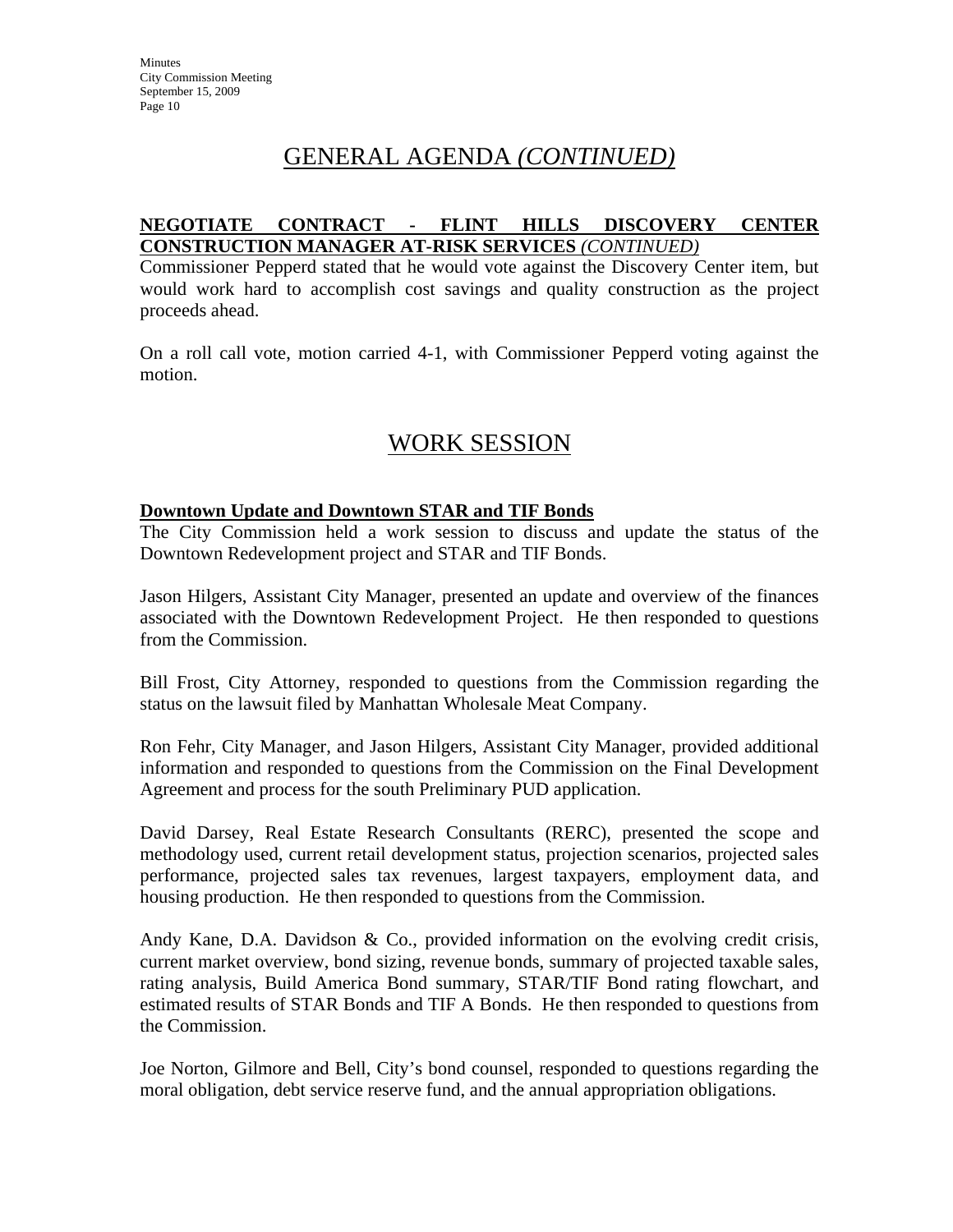## GENERAL AGENDA *(CONTINUED)*

**NEGOTIATE CONTRACT - FLINT HILLS DISCOVERY CENTER CONSTRUCTION MANAGER AT-RISK SERVICES** *(CONTINUED)*

Commissioner Pepperd stated that he would vote against the Discovery Center item, but would work hard to accomplish cost savings and quality construction as the project proceeds ahead.

On a roll call vote, motion carried 4-1, with Commissioner Pepperd voting against the motion.

## WORK SESSION

**Downtown Update and Downtown STAR and TIF Bonds**

The City Commission held a work session to discuss and update the status of the Downtown Redevelopment project and STAR and TIF Bonds.

Jason Hilgers, Assistant City Manager, presented an update and overview of the finances associated with the Downtown Redevelopment Project. He then responded to questions from the Commission.

Bill Frost, City Attorney, responded to questions from the Commission regarding the status on the lawsuit filed by Manhattan Wholesale Meat Company.

Ron Fehr, City Manager, and Jason Hilgers, Assistant City Manager, provided additional information and responded to questions from the Commission on the Final Development Agreement and process for the south Preliminary PUD application.

David Darsey, Real Estate Research Consultants (RERC), presented the scope and methodology used, current retail development status, projection scenarios, projected sales performance, projected sales tax revenues, largest taxpayers, employment data, and housing production. He then responded to questions from the Commission.

Andy Kane, D.A. Davidson & Co., provided information on the evolving credit crisis, current market overview, bond sizing, revenue bonds, summary of projected taxable sales, rating analysis, Build America Bond summary, STAR/TIF Bond rating flowchart, and estimated results of STAR Bonds and TIF A Bonds. He then responded to questions from the Commission.

Joe Norton, Gilmore and Bell, City's bond counsel, responded to questions regarding the moral obligation, debt service reserve fund, and the annual appropriation obligations.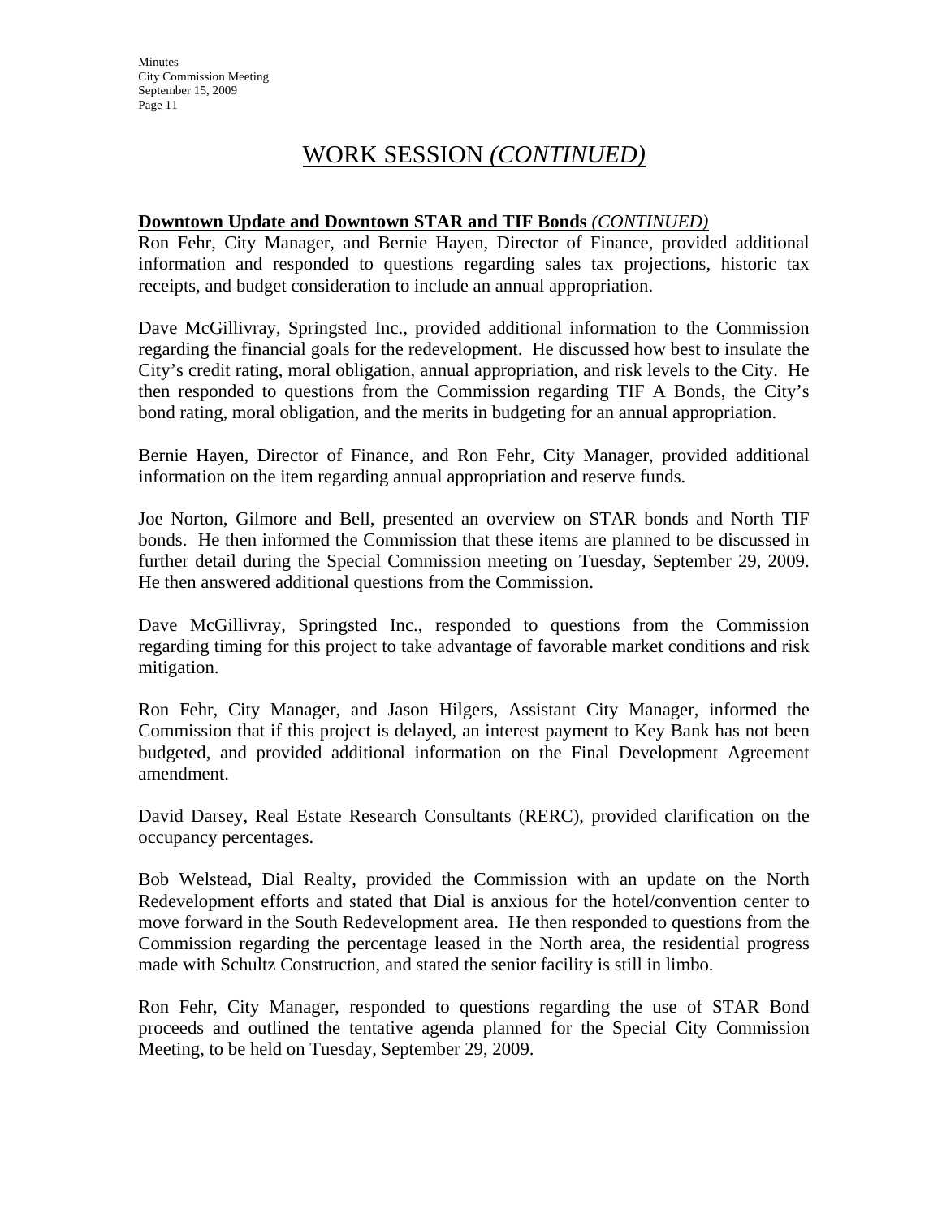## WORK SESSION *(CONTINUED)*

**Downtown Update and Downtown STAR and TIF Bonds** ***(CONTINUED)***

Ron Fehr, City Manager, and Bernie Hayen, Director of Finance, provided additional information and responded to questions regarding sales tax projections, historic tax receipts, and budget consideration to include an annual appropriation.

Dave McGillivray, Springsted Inc., provided additional information to the Commission regarding the financial goals for the redevelopment. He discussed how best to insulate the City's credit rating, moral obligation, annual appropriation, and risk levels to the City. He then responded to questions from the Commission regarding TIF A Bonds, the City's bond rating, moral obligation, and the merits in budgeting for an annual appropriation.

Bernie Hayen, Director of Finance, and Ron Fehr, City Manager, provided additional information on the item regarding annual appropriation and reserve funds.

Joe Norton, Gilmore and Bell, presented an overview on STAR bonds and North TIF bonds. He then informed the Commission that these items are planned to be discussed in further detail during the Special Commission meeting on Tuesday, September 29, 2009. He then answered additional questions from the Commission.

Dave McGillivray, Springsted Inc., responded to questions from the Commission regarding timing for this project to take advantage of favorable market conditions and risk mitigation.

Ron Fehr, City Manager, and Jason Hilgers, Assistant City Manager, informed the Commission that if this project is delayed, an interest payment to Key Bank has not been budgeted, and provided additional information on the Final Development Agreement amendment.

David Darsey, Real Estate Research Consultants (RERC), provided clarification on the occupancy percentages.

Bob Welstead, Dial Realty, provided the Commission with an update on the North Redevelopment efforts and stated that Dial is anxious for the hotel/convention center to move forward in the South Redevelopment area. He then responded to questions from the Commission regarding the percentage leased in the North area, the residential progress made with Schultz Construction, and stated the senior facility is still in limbo.

Ron Fehr, City Manager, responded to questions regarding the use of STAR Bond proceeds and outlined the tentative agenda planned for the Special City Commission Meeting, to be held on Tuesday, September 29, 2009.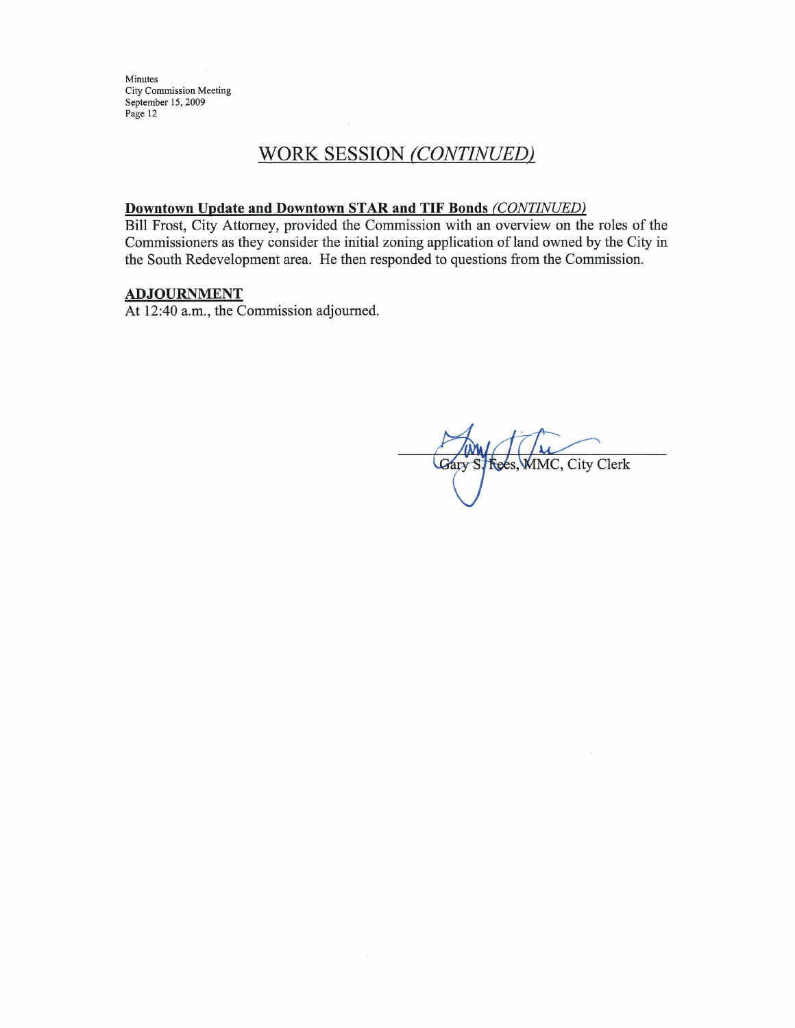## WORK SESSION *(CONTINUED)*

**Downtown Update and Downtown STAR and TIF Bonds** *(CONTINUED)*

Bill Frost, City Attorney, provided the Commission with an overview on the roles of the Commissioners as they consider the initial zoning application of land owned by the City in the South Redevelopment area. He then responded to questions from the Commission.

**ADJOURNMENT**

At 12:40 a.m., the Commission adjourned.

Gary S. Fees, MMC, City Clerk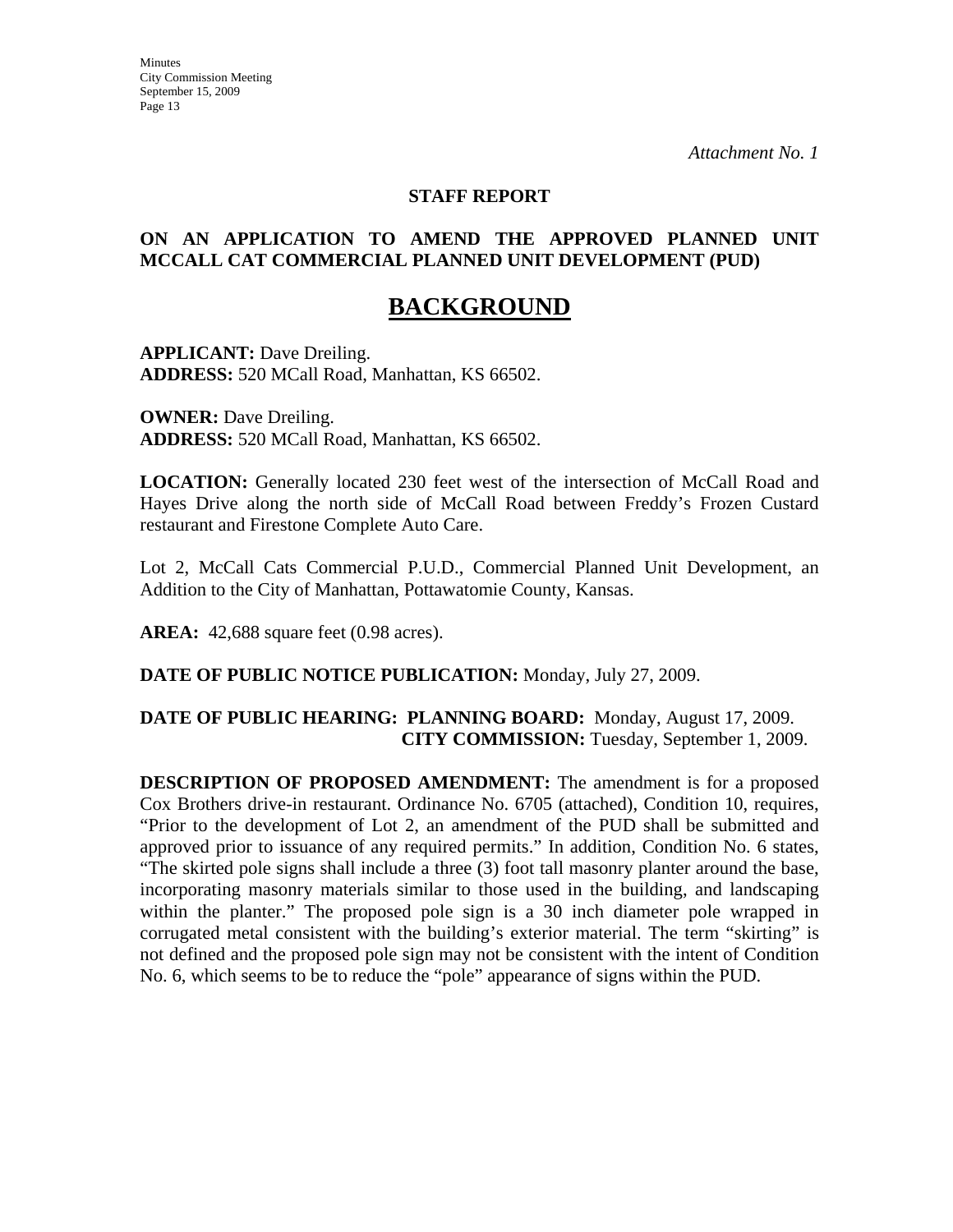*Attachment No. 1*

**STAFF REPORT**

**ON AN APPLICATION TO AMEND THE APPROVED PLANNED UNIT MCCALL CAT COMMERCIAL PLANNED UNIT DEVELOPMENT (PUD)**

# BACKGROUND

**APPLICANT:** Dave Dreiling.
**ADDRESS:** 520 MCall Road, Manhattan, KS 66502.

**OWNER:** Dave Dreiling.
**ADDRESS:** 520 MCall Road, Manhattan, KS 66502.

**LOCATION:** Generally located 230 feet west of the intersection of McCall Road and Hayes Drive along the north side of McCall Road between Freddy's Frozen Custard restaurant and Firestone Complete Auto Care.

Lot 2, McCall Cats Commercial P.U.D., Commercial Planned Unit Development, an Addition to the City of Manhattan, Pottawatomie County, Kansas.

**AREA:** 42,688 square feet (0.98 acres).

**DATE OF PUBLIC NOTICE PUBLICATION:** Monday, July 27, 2009.

**DATE OF PUBLIC HEARING: PLANNING BOARD:** Monday, August 17, 2009.
**CITY COMMISSION:** Tuesday, September 1, 2009.

**DESCRIPTION OF PROPOSED AMENDMENT:** The amendment is for a proposed Cox Brothers drive-in restaurant. Ordinance No. 6705 (attached), Condition 10, requires, "Prior to the development of Lot 2, an amendment of the PUD shall be submitted and approved prior to issuance of any required permits." In addition, Condition No. 6 states, "The skirted pole signs shall include a three (3) foot tall masonry planter around the base, incorporating masonry materials similar to those used in the building, and landscaping within the planter." The proposed pole sign is a 30 inch diameter pole wrapped in corrugated metal consistent with the building's exterior material. The term "skirting" is not defined and the proposed pole sign may not be consistent with the intent of Condition No. 6, which seems to be to reduce the "pole" appearance of signs within the PUD.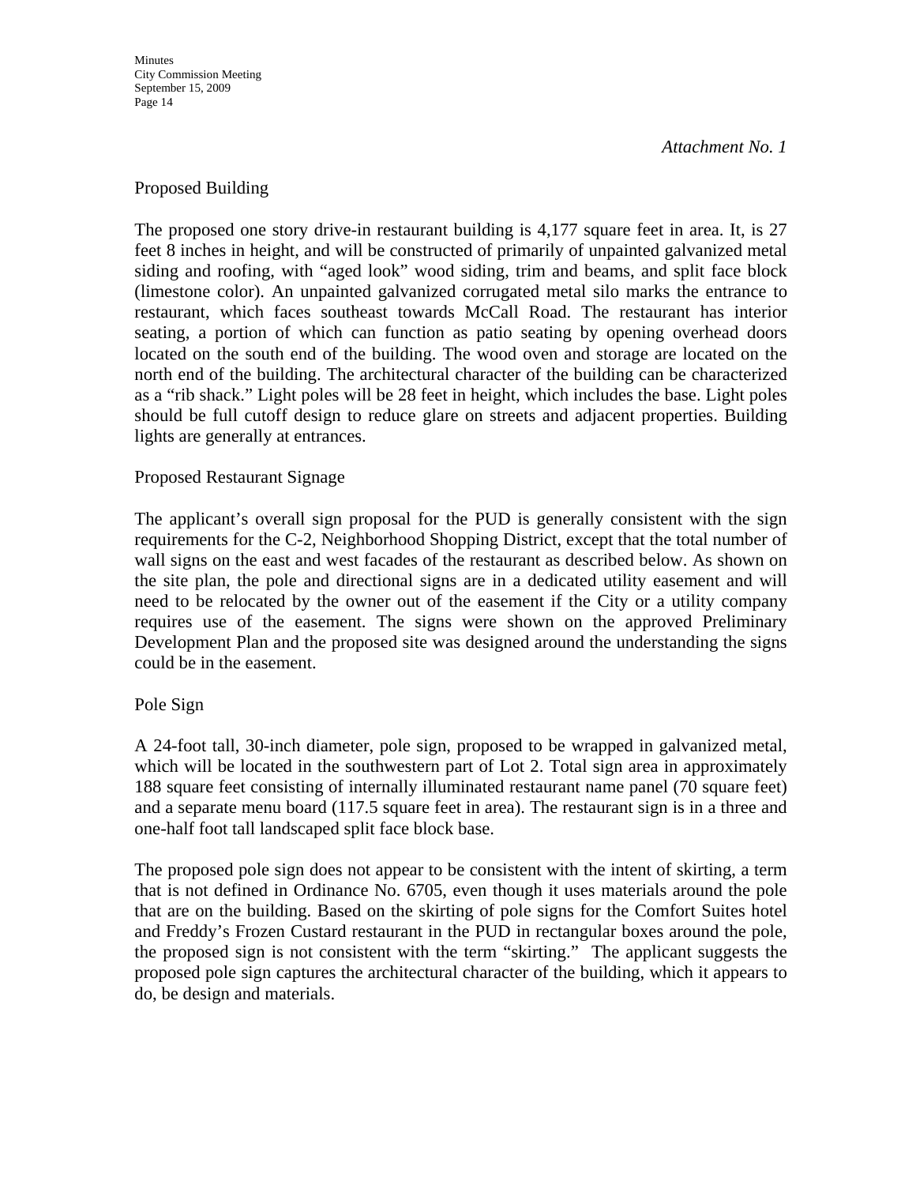*Attachment No. 1*

Proposed Building

The proposed one story drive-in restaurant building is 4,177 square feet in area. It, is 27 feet 8 inches in height, and will be constructed of primarily of unpainted galvanized metal siding and roofing, with "aged look" wood siding, trim and beams, and split face block (limestone color). An unpainted galvanized corrugated metal silo marks the entrance to restaurant, which faces southeast towards McCall Road. The restaurant has interior seating, a portion of which can function as patio seating by opening overhead doors located on the south end of the building. The wood oven and storage are located on the north end of the building. The architectural character of the building can be characterized as a "rib shack." Light poles will be 28 feet in height, which includes the base. Light poles should be full cutoff design to reduce glare on streets and adjacent properties. Building lights are generally at entrances.

Proposed Restaurant Signage

The applicant's overall sign proposal for the PUD is generally consistent with the sign requirements for the C-2, Neighborhood Shopping District, except that the total number of wall signs on the east and west facades of the restaurant as described below. As shown on the site plan, the pole and directional signs are in a dedicated utility easement and will need to be relocated by the owner out of the easement if the City or a utility company requires use of the easement. The signs were shown on the approved Preliminary Development Plan and the proposed site was designed around the understanding the signs could be in the easement.

Pole Sign

A 24-foot tall, 30-inch diameter, pole sign, proposed to be wrapped in galvanized metal, which will be located in the southwestern part of Lot 2. Total sign area in approximately 188 square feet consisting of internally illuminated restaurant name panel (70 square feet) and a separate menu board (117.5 square feet in area). The restaurant sign is in a three and one-half foot tall landscaped split face block base.

The proposed pole sign does not appear to be consistent with the intent of skirting, a term that is not defined in Ordinance No. 6705, even though it uses materials around the pole that are on the building. Based on the skirting of pole signs for the Comfort Suites hotel and Freddy's Frozen Custard restaurant in the PUD in rectangular boxes around the pole, the proposed sign is not consistent with the term "skirting." The applicant suggests the proposed pole sign captures the architectural character of the building, which it appears to do, be design and materials.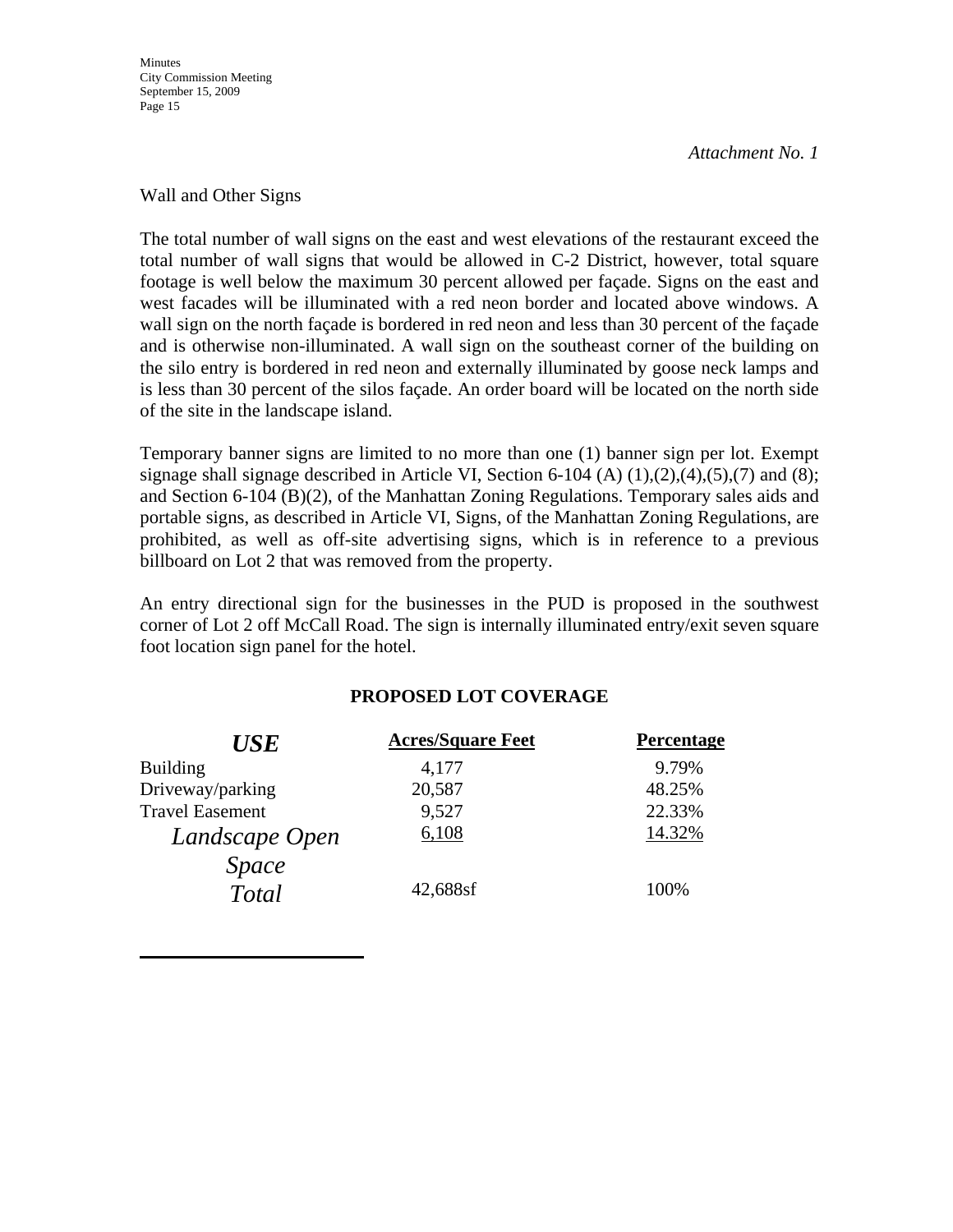*Attachment No. 1*

Wall and Other Signs

The total number of wall signs on the east and west elevations of the restaurant exceed the total number of wall signs that would be allowed in C-2 District, however, total square footage is well below the maximum 30 percent allowed per façade. Signs on the east and west facades will be illuminated with a red neon border and located above windows. A wall sign on the north façade is bordered in red neon and less than 30 percent of the façade and is otherwise non-illuminated. A wall sign on the southeast corner of the building on the silo entry is bordered in red neon and externally illuminated by goose neck lamps and is less than 30 percent of the silos façade. An order board will be located on the north side of the site in the landscape island.

Temporary banner signs are limited to no more than one (1) banner sign per lot. Exempt signage shall signage described in Article VI, Section 6-104 (A) (1),(2),(4),(5),(7) and (8); and Section 6-104 (B)(2), of the Manhattan Zoning Regulations. Temporary sales aids and portable signs, as described in Article VI, Signs, of the Manhattan Zoning Regulations, are prohibited, as well as off-site advertising signs, which is in reference to a previous billboard on Lot 2 that was removed from the property.

An entry directional sign for the businesses in the PUD is proposed in the southwest corner of Lot 2 off McCall Road. The sign is internally illuminated entry/exit seven square foot location sign panel for the hotel.

**PROPOSED LOT COVERAGE**

| *USE* | Acres/Square Feet | Percentage |
|---|---|---|
| Building | 4,177 | 9.79% |
| Driveway/parking | 20,587 | 48.25% |
| Travel Easement | 9,527 | 22.33% |
| *Landscape Open Space* | 6,108 | 14.32% |
| *Total* | 42,688sf | 100% |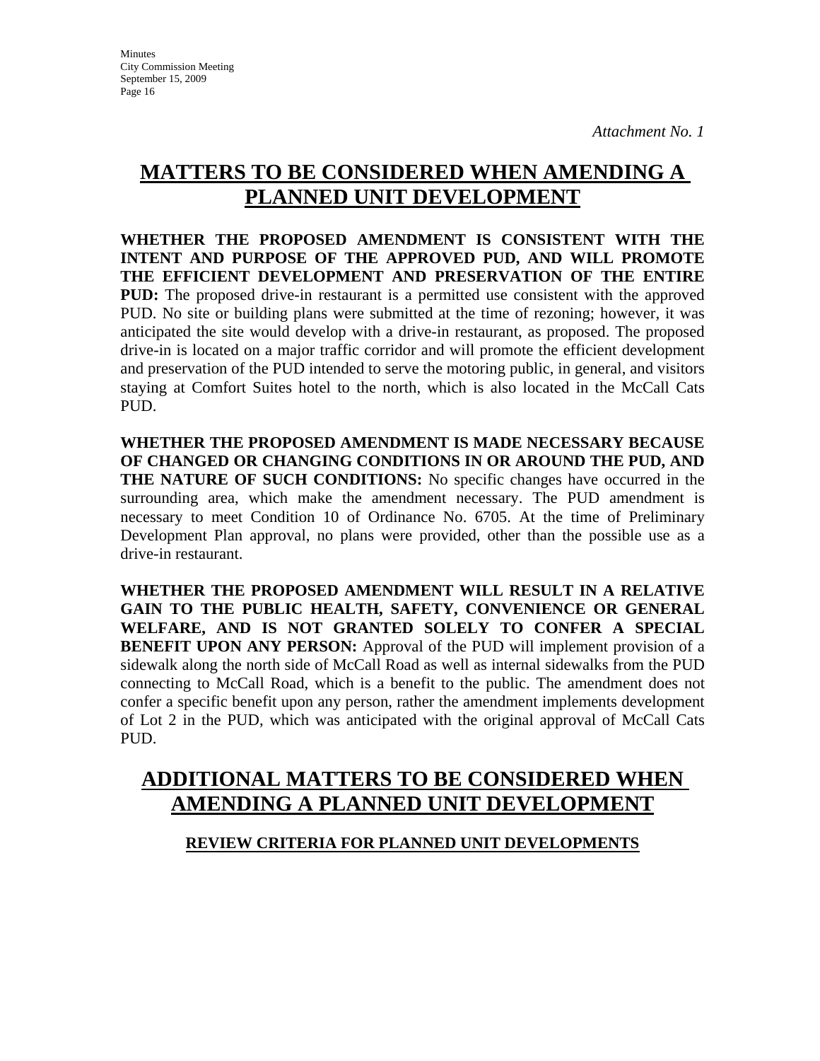*Attachment No. 1*

# MATTERS TO BE CONSIDERED WHEN AMENDING A PLANNED UNIT DEVELOPMENT

**WHETHER THE PROPOSED AMENDMENT IS CONSISTENT WITH THE INTENT AND PURPOSE OF THE APPROVED PUD, AND WILL PROMOTE THE EFFICIENT DEVELOPMENT AND PRESERVATION OF THE ENTIRE PUD:** The proposed drive-in restaurant is a permitted use consistent with the approved PUD. No site or building plans were submitted at the time of rezoning; however, it was anticipated the site would develop with a drive-in restaurant, as proposed. The proposed drive-in is located on a major traffic corridor and will promote the efficient development and preservation of the PUD intended to serve the motoring public, in general, and visitors staying at Comfort Suites hotel to the north, which is also located in the McCall Cats PUD.

**WHETHER THE PROPOSED AMENDMENT IS MADE NECESSARY BECAUSE OF CHANGED OR CHANGING CONDITIONS IN OR AROUND THE PUD, AND THE NATURE OF SUCH CONDITIONS:** No specific changes have occurred in the surrounding area, which make the amendment necessary. The PUD amendment is necessary to meet Condition 10 of Ordinance No. 6705. At the time of Preliminary Development Plan approval, no plans were provided, other than the possible use as a drive-in restaurant.

**WHETHER THE PROPOSED AMENDMENT WILL RESULT IN A RELATIVE GAIN TO THE PUBLIC HEALTH, SAFETY, CONVENIENCE OR GENERAL WELFARE, AND IS NOT GRANTED SOLELY TO CONFER A SPECIAL BENEFIT UPON ANY PERSON:** Approval of the PUD will implement provision of a sidewalk along the north side of McCall Road as well as internal sidewalks from the PUD connecting to McCall Road, which is a benefit to the public. The amendment does not confer a specific benefit upon any person, rather the amendment implements development of Lot 2 in the PUD, which was anticipated with the original approval of McCall Cats PUD.

# ADDITIONAL MATTERS TO BE CONSIDERED WHEN AMENDING A PLANNED UNIT DEVELOPMENT

## REVIEW CRITERIA FOR PLANNED UNIT DEVELOPMENTS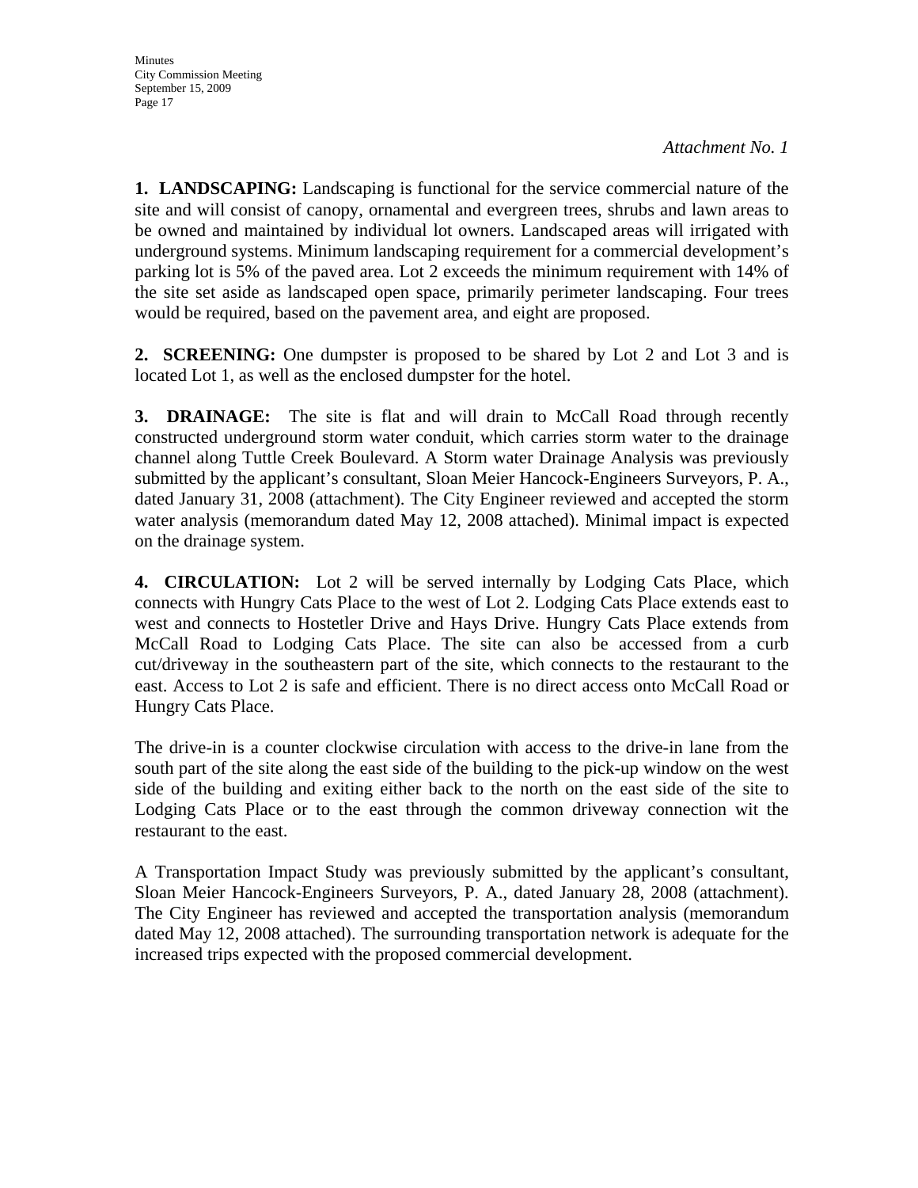*Attachment No. 1*

**1. LANDSCAPING:** Landscaping is functional for the service commercial nature of the site and will consist of canopy, ornamental and evergreen trees, shrubs and lawn areas to be owned and maintained by individual lot owners. Landscaped areas will irrigated with underground systems. Minimum landscaping requirement for a commercial development's parking lot is 5% of the paved area. Lot 2 exceeds the minimum requirement with 14% of the site set aside as landscaped open space, primarily perimeter landscaping. Four trees would be required, based on the pavement area, and eight are proposed.

**2. SCREENING:** One dumpster is proposed to be shared by Lot 2 and Lot 3 and is located Lot 1, as well as the enclosed dumpster for the hotel.

**3. DRAINAGE:** The site is flat and will drain to McCall Road through recently constructed underground storm water conduit, which carries storm water to the drainage channel along Tuttle Creek Boulevard. A Storm water Drainage Analysis was previously submitted by the applicant's consultant, Sloan Meier Hancock-Engineers Surveyors, P. A., dated January 31, 2008 (attachment). The City Engineer reviewed and accepted the storm water analysis (memorandum dated May 12, 2008 attached). Minimal impact is expected on the drainage system.

**4. CIRCULATION:** Lot 2 will be served internally by Lodging Cats Place, which connects with Hungry Cats Place to the west of Lot 2. Lodging Cats Place extends east to west and connects to Hostetler Drive and Hays Drive. Hungry Cats Place extends from McCall Road to Lodging Cats Place. The site can also be accessed from a curb cut/driveway in the southeastern part of the site, which connects to the restaurant to the east. Access to Lot 2 is safe and efficient. There is no direct access onto McCall Road or Hungry Cats Place.

The drive-in is a counter clockwise circulation with access to the drive-in lane from the south part of the site along the east side of the building to the pick-up window on the west side of the building and exiting either back to the north on the east side of the site to Lodging Cats Place or to the east through the common driveway connection wit the restaurant to the east.

A Transportation Impact Study was previously submitted by the applicant's consultant, Sloan Meier Hancock-Engineers Surveyors, P. A., dated January 28, 2008 (attachment). The City Engineer has reviewed and accepted the transportation analysis (memorandum dated May 12, 2008 attached). The surrounding transportation network is adequate for the increased trips expected with the proposed commercial development.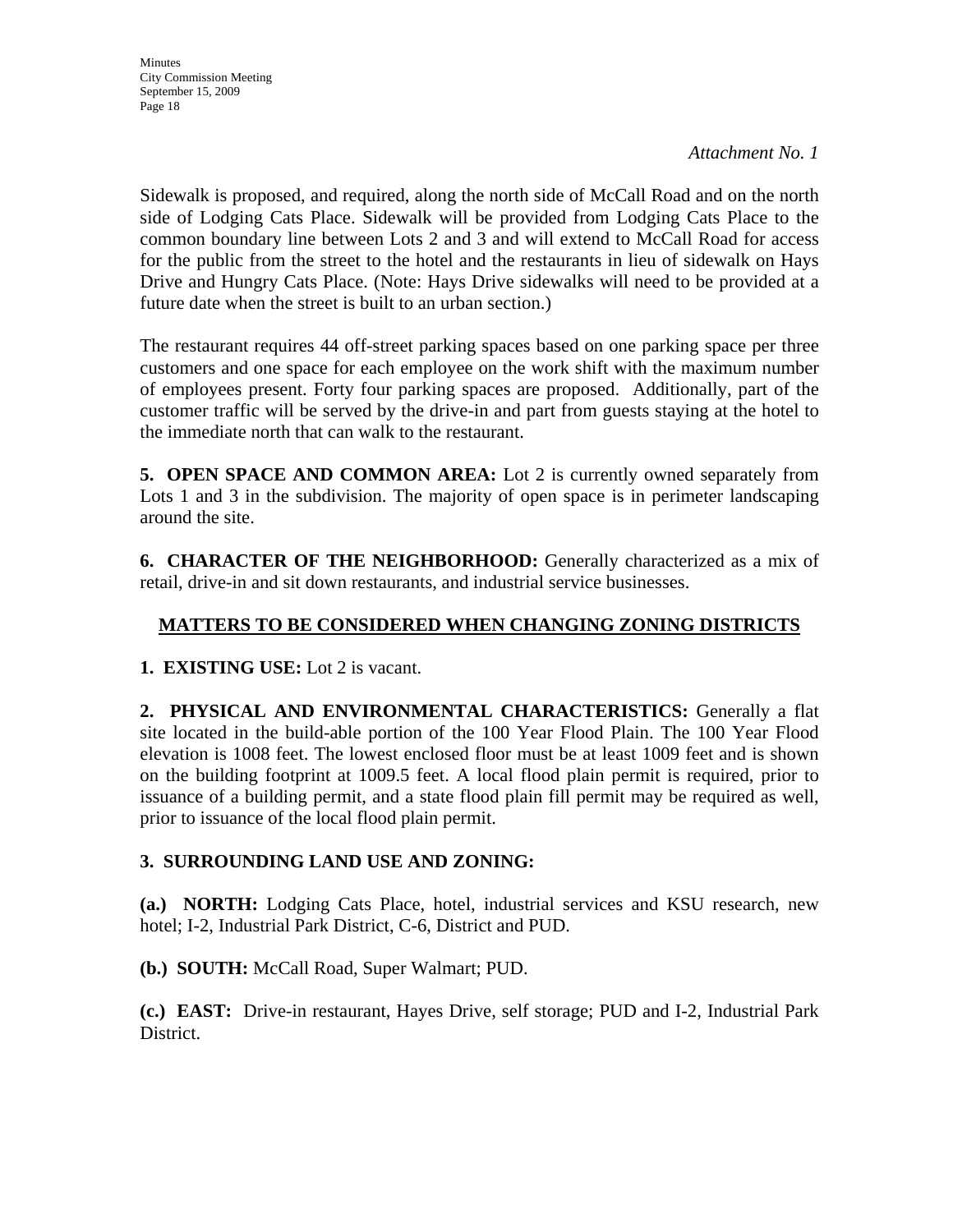*Attachment No. 1*

Sidewalk is proposed, and required, along the north side of McCall Road and on the north side of Lodging Cats Place. Sidewalk will be provided from Lodging Cats Place to the common boundary line between Lots 2 and 3 and will extend to McCall Road for access for the public from the street to the hotel and the restaurants in lieu of sidewalk on Hays Drive and Hungry Cats Place. (Note: Hays Drive sidewalks will need to be provided at a future date when the street is built to an urban section.)

The restaurant requires 44 off-street parking spaces based on one parking space per three customers and one space for each employee on the work shift with the maximum number of employees present. Forty four parking spaces are proposed. Additionally, part of the customer traffic will be served by the drive-in and part from guests staying at the hotel to the immediate north that can walk to the restaurant.

**5. OPEN SPACE AND COMMON AREA:** Lot 2 is currently owned separately from Lots 1 and 3 in the subdivision. The majority of open space is in perimeter landscaping around the site.

**6. CHARACTER OF THE NEIGHBORHOOD:** Generally characterized as a mix of retail, drive-in and sit down restaurants, and industrial service businesses.

## MATTERS TO BE CONSIDERED WHEN CHANGING ZONING DISTRICTS

**1. EXISTING USE:** Lot 2 is vacant.

**2. PHYSICAL AND ENVIRONMENTAL CHARACTERISTICS:** Generally a flat site located in the build-able portion of the 100 Year Flood Plain. The 100 Year Flood elevation is 1008 feet. The lowest enclosed floor must be at least 1009 feet and is shown on the building footprint at 1009.5 feet. A local flood plain permit is required, prior to issuance of a building permit, and a state flood plain fill permit may be required as well, prior to issuance of the local flood plain permit.

**3. SURROUNDING LAND USE AND ZONING:**

**(a.) NORTH:** Lodging Cats Place, hotel, industrial services and KSU research, new hotel; I-2, Industrial Park District, C-6, District and PUD.

**(b.) SOUTH:** McCall Road, Super Walmart; PUD.

**(c.) EAST:** Drive-in restaurant, Hayes Drive, self storage; PUD and I-2, Industrial Park District.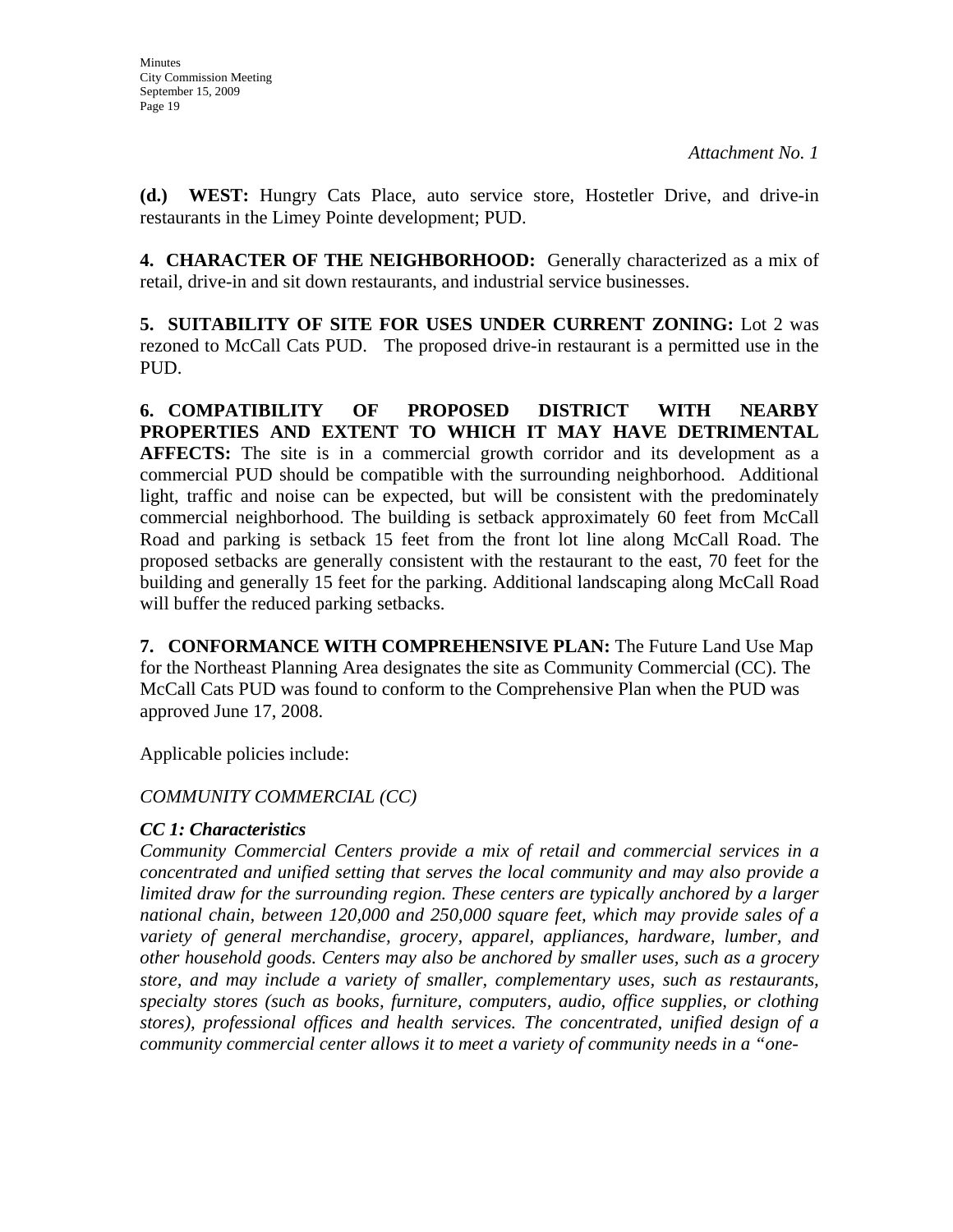*Attachment No. 1*

**(d.) WEST:** Hungry Cats Place, auto service store, Hostetler Drive, and drive-in restaurants in the Limey Pointe development; PUD.

**4. CHARACTER OF THE NEIGHBORHOOD:** Generally characterized as a mix of retail, drive-in and sit down restaurants, and industrial service businesses.

**5. SUITABILITY OF SITE FOR USES UNDER CURRENT ZONING:** Lot 2 was rezoned to McCall Cats PUD. The proposed drive-in restaurant is a permitted use in the PUD.

**6. COMPATIBILITY OF PROPOSED DISTRICT WITH NEARBY PROPERTIES AND EXTENT TO WHICH IT MAY HAVE DETRIMENTAL AFFECTS:** The site is in a commercial growth corridor and its development as a commercial PUD should be compatible with the surrounding neighborhood. Additional light, traffic and noise can be expected, but will be consistent with the predominately commercial neighborhood. The building is setback approximately 60 feet from McCall Road and parking is setback 15 feet from the front lot line along McCall Road. The proposed setbacks are generally consistent with the restaurant to the east, 70 feet for the building and generally 15 feet for the parking. Additional landscaping along McCall Road will buffer the reduced parking setbacks.

**7. CONFORMANCE WITH COMPREHENSIVE PLAN:** The Future Land Use Map for the Northeast Planning Area designates the site as Community Commercial (CC). The McCall Cats PUD was found to conform to the Comprehensive Plan when the PUD was approved June 17, 2008.

Applicable policies include:

*COMMUNITY COMMERCIAL (CC)*

***CC 1: Characteristics***

*Community Commercial Centers provide a mix of retail and commercial services in a concentrated and unified setting that serves the local community and may also provide a limited draw for the surrounding region. These centers are typically anchored by a larger national chain, between 120,000 and 250,000 square feet, which may provide sales of a variety of general merchandise, grocery, apparel, appliances, hardware, lumber, and other household goods. Centers may also be anchored by smaller uses, such as a grocery store, and may include a variety of smaller, complementary uses, such as restaurants, specialty stores (such as books, furniture, computers, audio, office supplies, or clothing stores), professional offices and health services. The concentrated, unified design of a community commercial center allows it to meet a variety of community needs in a "one-*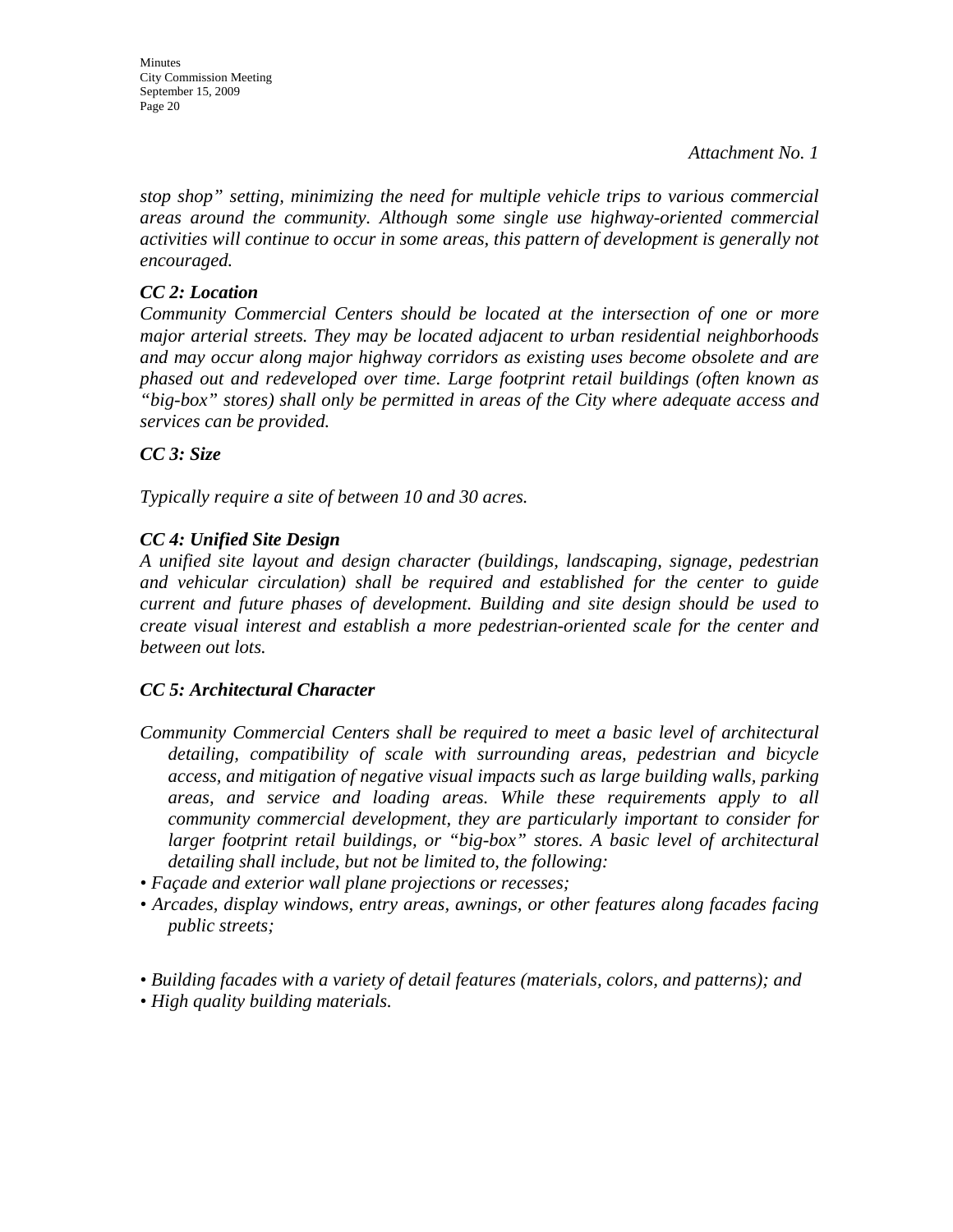*Attachment No. 1*

*stop shop" setting, minimizing the need for multiple vehicle trips to various commercial areas around the community. Although some single use highway-oriented commercial activities will continue to occur in some areas, this pattern of development is generally not encouraged.*

***CC 2: Location***

*Community Commercial Centers should be located at the intersection of one or more major arterial streets. They may be located adjacent to urban residential neighborhoods and may occur along major highway corridors as existing uses become obsolete and are phased out and redeveloped over time. Large footprint retail buildings (often known as "big-box" stores) shall only be permitted in areas of the City where adequate access and services can be provided.*

***CC 3: Size***

*Typically require a site of between 10 and 30 acres.*

***CC 4: Unified Site Design***

*A unified site layout and design character (buildings, landscaping, signage, pedestrian and vehicular circulation) shall be required and established for the center to guide current and future phases of development. Building and site design should be used to create visual interest and establish a more pedestrian-oriented scale for the center and between out lots.*

***CC 5: Architectural Character***

*Community Commercial Centers shall be required to meet a basic level of architectural detailing, compatibility of scale with surrounding areas, pedestrian and bicycle access, and mitigation of negative visual impacts such as large building walls, parking areas, and service and loading areas. While these requirements apply to all community commercial development, they are particularly important to consider for larger footprint retail buildings, or "big-box" stores. A basic level of architectural detailing shall include, but not be limited to, the following:*

- *Façade and exterior wall plane projections or recesses;*
- *Arcades, display windows, entry areas, awnings, or other features along facades facing public streets;*
- *Building facades with a variety of detail features (materials, colors, and patterns); and*
- *High quality building materials.*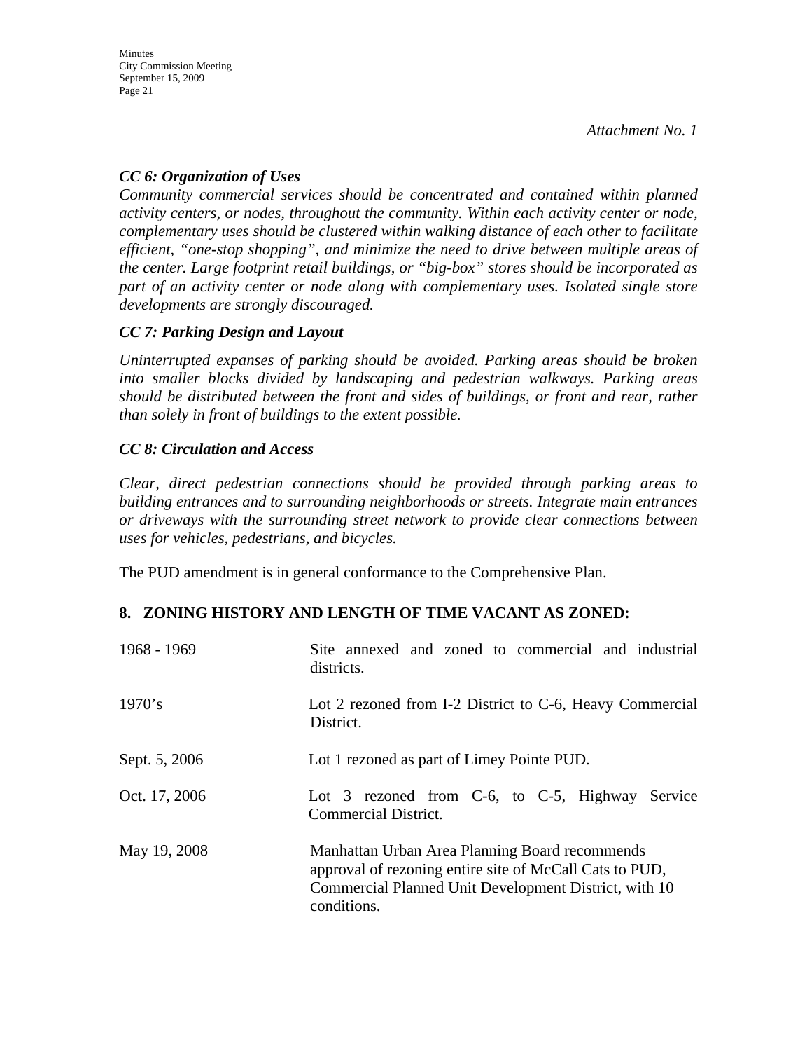*Attachment No. 1*

***CC 6: Organization of Uses***

*Community commercial services should be concentrated and contained within planned activity centers, or nodes, throughout the community. Within each activity center or node, complementary uses should be clustered within walking distance of each other to facilitate efficient, "one-stop shopping", and minimize the need to drive between multiple areas of the center. Large footprint retail buildings, or "big-box" stores should be incorporated as part of an activity center or node along with complementary uses. Isolated single store developments are strongly discouraged.*

***CC 7: Parking Design and Layout***

*Uninterrupted expanses of parking should be avoided. Parking areas should be broken into smaller blocks divided by landscaping and pedestrian walkways. Parking areas should be distributed between the front and sides of buildings, or front and rear, rather than solely in front of buildings to the extent possible.*

***CC 8: Circulation and Access***

*Clear, direct pedestrian connections should be provided through parking areas to building entrances and to surrounding neighborhoods or streets. Integrate main entrances or driveways with the surrounding street network to provide clear connections between uses for vehicles, pedestrians, and bicycles.*

The PUD amendment is in general conformance to the Comprehensive Plan.

## 8. ZONING HISTORY AND LENGTH OF TIME VACANT AS ZONED:

| | |
|---|---|
| 1968 - 1969 | Site annexed and zoned to commercial and industrial districts. |
| 1970's | Lot 2 rezoned from I-2 District to C-6, Heavy Commercial District. |
| Sept. 5, 2006 | Lot 1 rezoned as part of Limey Pointe PUD. |
| Oct. 17, 2006 | Lot 3 rezoned from C-6, to C-5, Highway Service Commercial District. |
| May 19, 2008 | Manhattan Urban Area Planning Board recommends approval of rezoning entire site of McCall Cats to PUD, Commercial Planned Unit Development District, with 10 conditions. |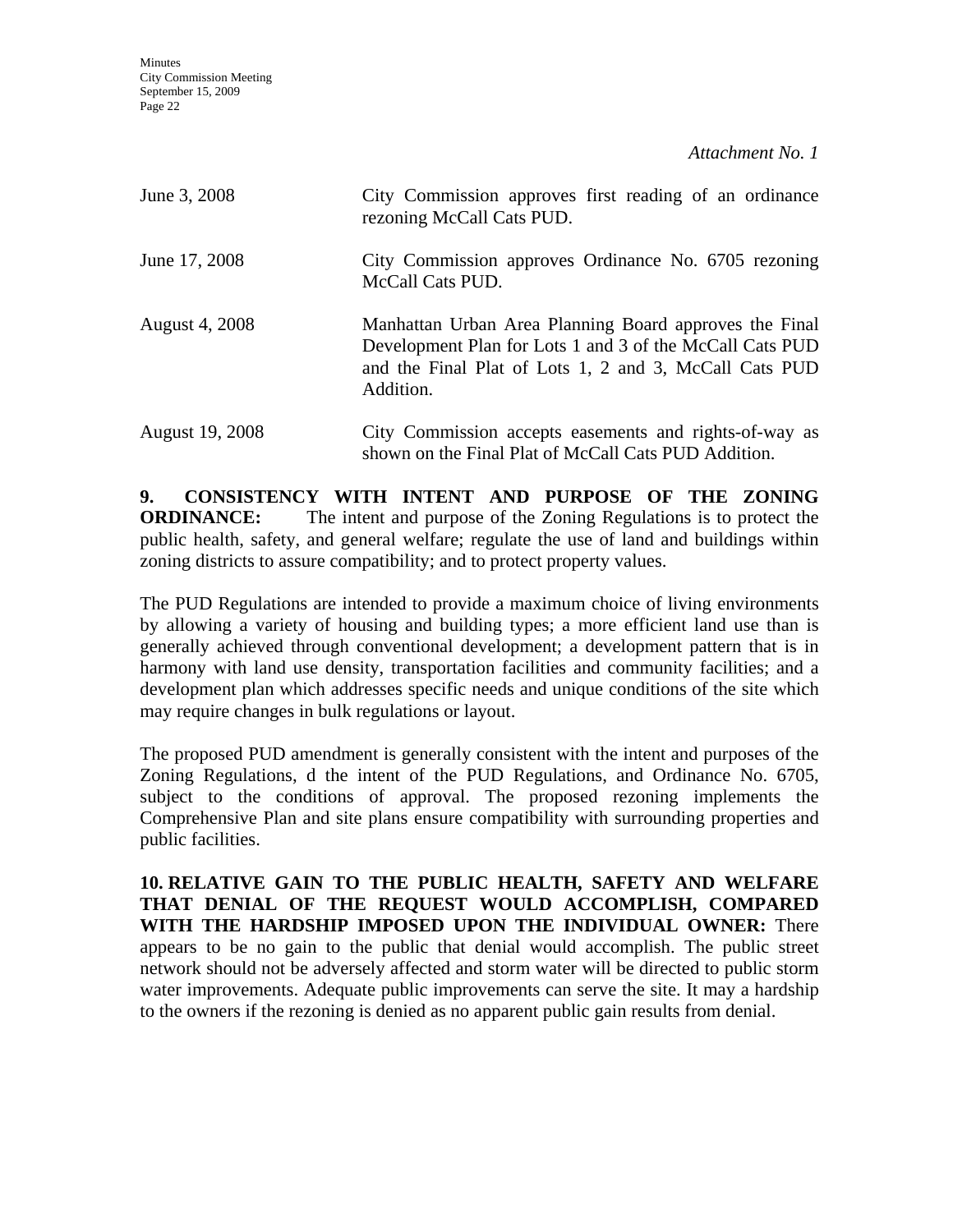*Attachment No. 1*

| | |
|---|---|
| June 3, 2008 | City Commission approves first reading of an ordinance rezoning McCall Cats PUD. |
| June 17, 2008 | City Commission approves Ordinance No. 6705 rezoning McCall Cats PUD. |
| August 4, 2008 | Manhattan Urban Area Planning Board approves the Final Development Plan for Lots 1 and 3 of the McCall Cats PUD and the Final Plat of Lots 1, 2 and 3, McCall Cats PUD Addition. |
| August 19, 2008 | City Commission accepts easements and rights-of-way as shown on the Final Plat of McCall Cats PUD Addition. |

**9. CONSISTENCY WITH INTENT AND PURPOSE OF THE ZONING ORDINANCE:** The intent and purpose of the Zoning Regulations is to protect the public health, safety, and general welfare; regulate the use of land and buildings within zoning districts to assure compatibility; and to protect property values.

The PUD Regulations are intended to provide a maximum choice of living environments by allowing a variety of housing and building types; a more efficient land use than is generally achieved through conventional development; a development pattern that is in harmony with land use density, transportation facilities and community facilities; and a development plan which addresses specific needs and unique conditions of the site which may require changes in bulk regulations or layout.

The proposed PUD amendment is generally consistent with the intent and purposes of the Zoning Regulations, d the intent of the PUD Regulations, and Ordinance No. 6705, subject to the conditions of approval. The proposed rezoning implements the Comprehensive Plan and site plans ensure compatibility with surrounding properties and public facilities.

**10. RELATIVE GAIN TO THE PUBLIC HEALTH, SAFETY AND WELFARE THAT DENIAL OF THE REQUEST WOULD ACCOMPLISH, COMPARED WITH THE HARDSHIP IMPOSED UPON THE INDIVIDUAL OWNER:** There appears to be no gain to the public that denial would accomplish. The public street network should not be adversely affected and storm water will be directed to public storm water improvements. Adequate public improvements can serve the site. It may a hardship to the owners if the rezoning is denied as no apparent public gain results from denial.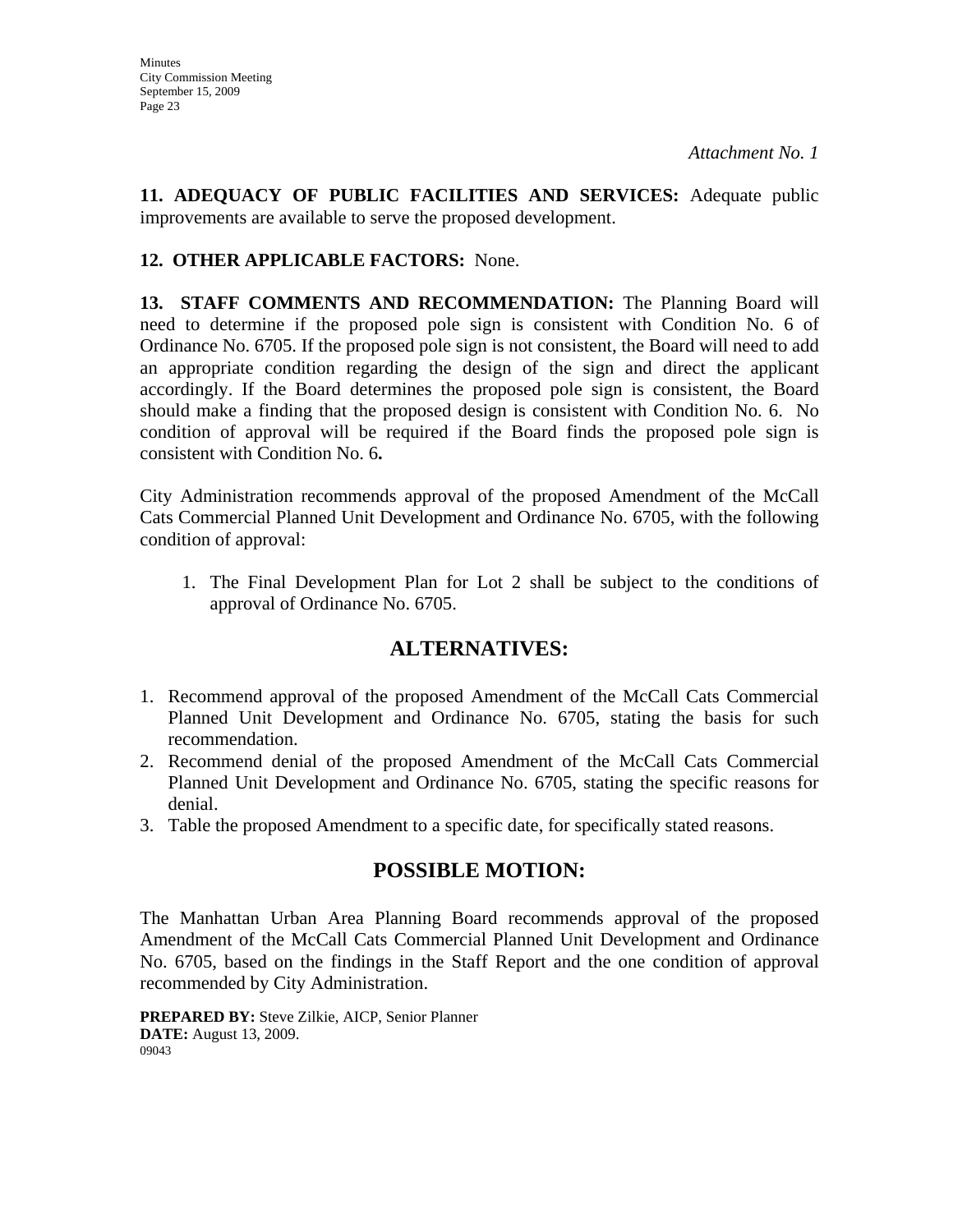*Attachment No. 1*

**11. ADEQUACY OF PUBLIC FACILITIES AND SERVICES:** Adequate public improvements are available to serve the proposed development.

**12. OTHER APPLICABLE FACTORS:** None.

**13. STAFF COMMENTS AND RECOMMENDATION:** The Planning Board will need to determine if the proposed pole sign is consistent with Condition No. 6 of Ordinance No. 6705. If the proposed pole sign is not consistent, the Board will need to add an appropriate condition regarding the design of the sign and direct the applicant accordingly. If the Board determines the proposed pole sign is consistent, the Board should make a finding that the proposed design is consistent with Condition No. 6. No condition of approval will be required if the Board finds the proposed pole sign is consistent with Condition No. 6**.**

City Administration recommends approval of the proposed Amendment of the McCall Cats Commercial Planned Unit Development and Ordinance No. 6705, with the following condition of approval:

1. The Final Development Plan for Lot 2 shall be subject to the conditions of approval of Ordinance No. 6705.

## ALTERNATIVES:

1. Recommend approval of the proposed Amendment of the McCall Cats Commercial Planned Unit Development and Ordinance No. 6705, stating the basis for such recommendation.
2. Recommend denial of the proposed Amendment of the McCall Cats Commercial Planned Unit Development and Ordinance No. 6705, stating the specific reasons for denial.
3. Table the proposed Amendment to a specific date, for specifically stated reasons.

## POSSIBLE MOTION:

The Manhattan Urban Area Planning Board recommends approval of the proposed Amendment of the McCall Cats Commercial Planned Unit Development and Ordinance No. 6705, based on the findings in the Staff Report and the one condition of approval recommended by City Administration.

**PREPARED BY:** Steve Zilkie, AICP, Senior Planner
**DATE:** August 13, 2009.
09043